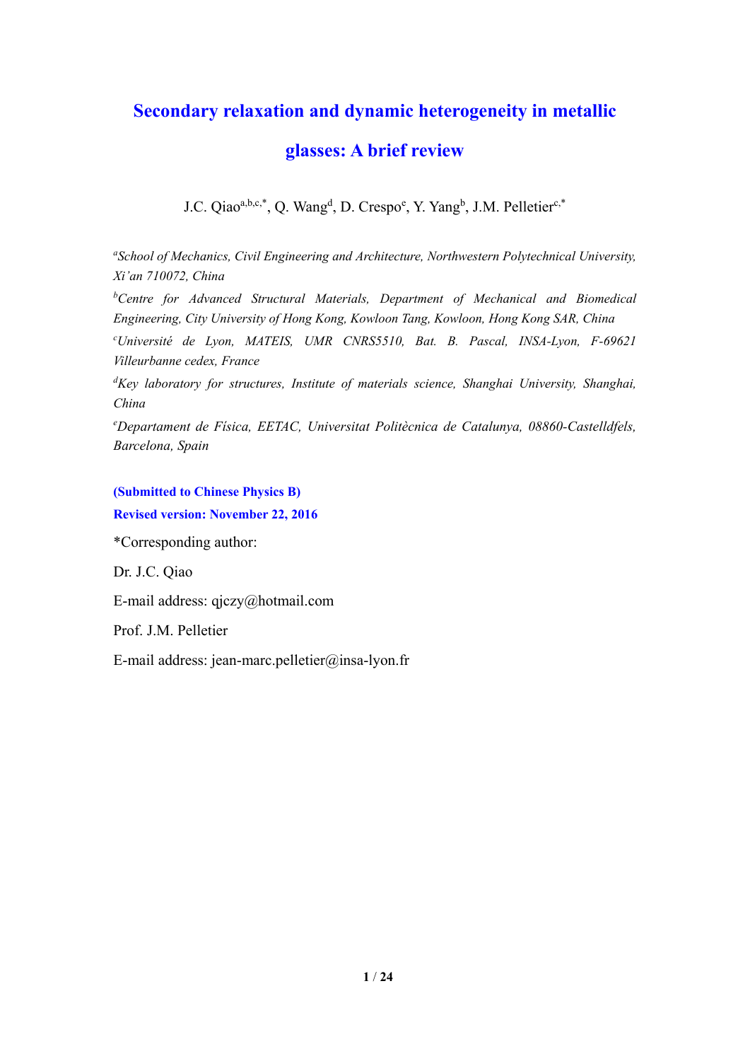# Secondary relaxation and dynamic heterogeneity in metallic glasses: A brief review

J.C. Qiao[a,b,c,*], Q. Wang[d], D. Crespo[e], Y. Yang[b], J.M. Pelletier[c,*]

[a]*School of Mechanics, Civil Engineering and Architecture, Northwestern Polytechnical University, Xi'an 710072, China*

[b]*Centre for Advanced Structural Materials, Department of Mechanical and Biomedical Engineering, City University of Hong Kong, Kowloon Tang, Kowloon, Hong Kong SAR, China*

[c]*Université de Lyon, MATEIS, UMR CNRS5510, Bat. B. Pascal, INSA-Lyon, F-69621 Villeurbanne cedex, France*

[d]*Key laboratory for structures, Institute of materials science, Shanghai University, Shanghai, China*

[e]*Departament de Física, EETAC, Universitat Politècnica de Catalunya, 08860-Castelldfels, Barcelona, Spain*

**(Submitted to Chinese Physics B)**

**Revised version: November 22, 2016**

*Corresponding author:

Dr. J.C. Qiao

E-mail address: qjczy@hotmail.com

Prof. J.M. Pelletier

E-mail address: jean-marc.pelletier@insa-lyon.fr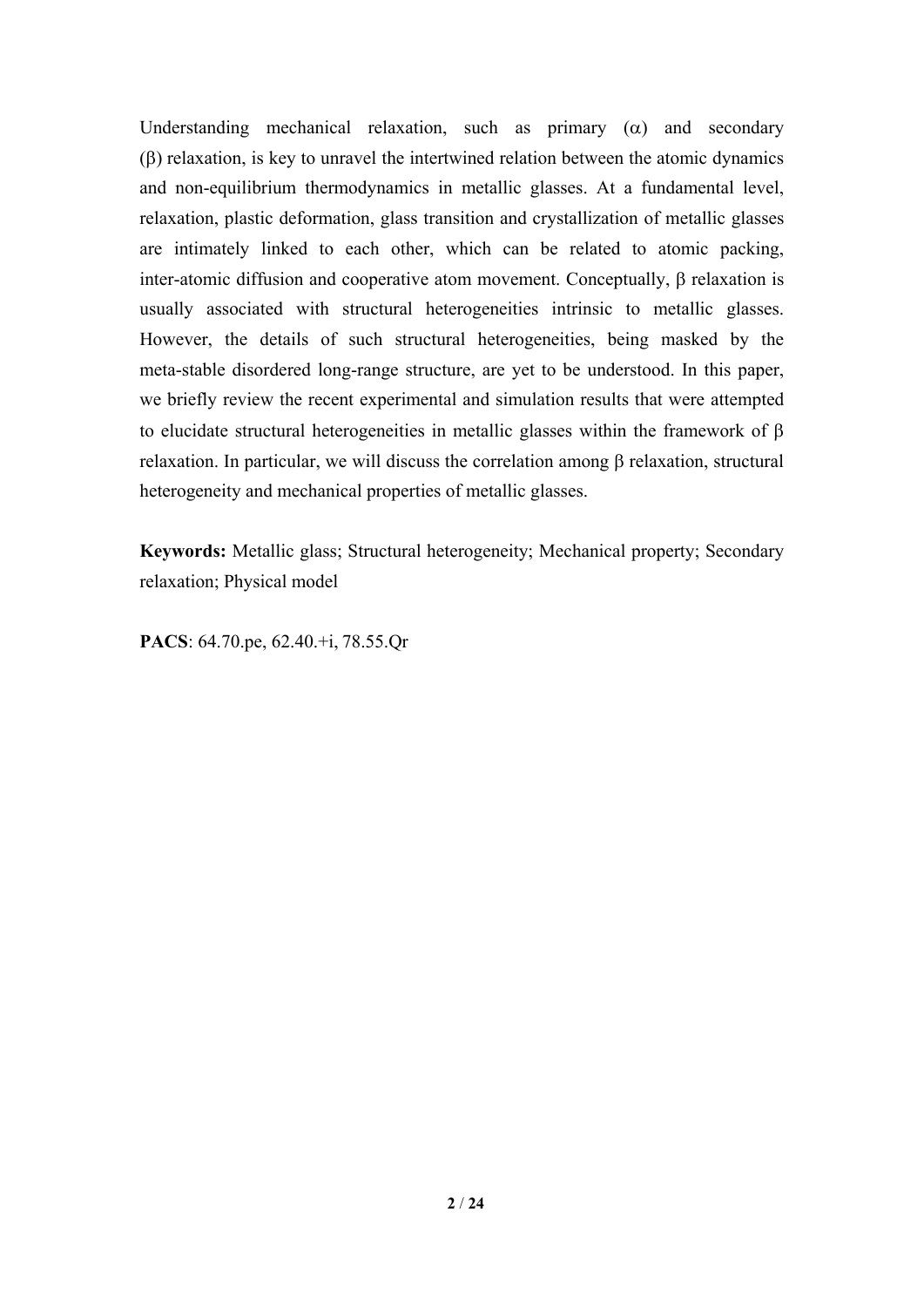Understanding mechanical relaxation, such as primary ($\alpha$) and secondary ($\beta$) relaxation, is key to unravel the intertwined relation between the atomic dynamics and non-equilibrium thermodynamics in metallic glasses. At a fundamental level, relaxation, plastic deformation, glass transition and crystallization of metallic glasses are intimately linked to each other, which can be related to atomic packing, inter-atomic diffusion and cooperative atom movement. Conceptually, $\beta$ relaxation is usually associated with structural heterogeneities intrinsic to metallic glasses. However, the details of such structural heterogeneities, being masked by the meta-stable disordered long-range structure, are yet to be understood. In this paper, we briefly review the recent experimental and simulation results that were attempted to elucidate structural heterogeneities in metallic glasses within the framework of $\beta$ relaxation. In particular, we will discuss the correlation among $\beta$ relaxation, structural heterogeneity and mechanical properties of metallic glasses.

**Keywords:** Metallic glass; Structural heterogeneity; Mechanical property; Secondary relaxation; Physical model

**PACS**: 64.70.pe, 62.40.+i, 78.55.Qr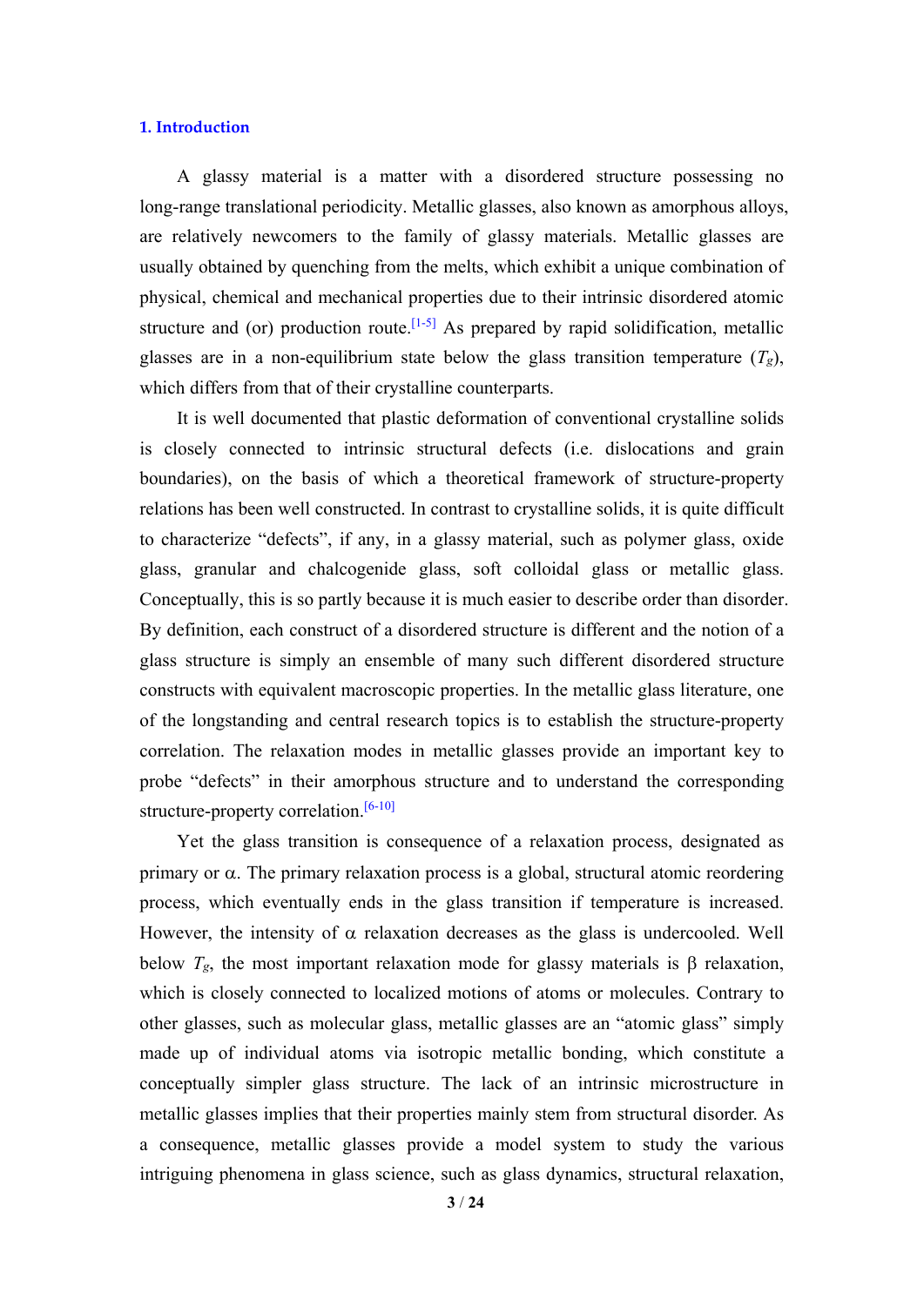### 1. Introduction

A glassy material is a matter with a disordered structure possessing no long-range translational periodicity. Metallic glasses, also known as amorphous alloys, are relatively newcomers to the family of glassy materials. Metallic glasses are usually obtained by quenching from the melts, which exhibit a unique combination of physical, chemical and mechanical properties due to their intrinsic disordered atomic structure and (or) production route.[1-5] As prepared by rapid solidification, metallic glasses are in a non-equilibrium state below the glass transition temperature ($T_g$), which differs from that of their crystalline counterparts.

It is well documented that plastic deformation of conventional crystalline solids is closely connected to intrinsic structural defects (i.e. dislocations and grain boundaries), on the basis of which a theoretical framework of structure-property relations has been well constructed. In contrast to crystalline solids, it is quite difficult to characterize "defects", if any, in a glassy material, such as polymer glass, oxide glass, granular and chalcogenide glass, soft colloidal glass or metallic glass. Conceptually, this is so partly because it is much easier to describe order than disorder. By definition, each construct of a disordered structure is different and the notion of a glass structure is simply an ensemble of many such different disordered structure constructs with equivalent macroscopic properties. In the metallic glass literature, one of the longstanding and central research topics is to establish the structure-property correlation. The relaxation modes in metallic glasses provide an important key to probe "defects" in their amorphous structure and to understand the corresponding structure-property correlation.[6-10]

Yet the glass transition is consequence of a relaxation process, designated as primary or $\alpha$. The primary relaxation process is a global, structural atomic reordering process, which eventually ends in the glass transition if temperature is increased. However, the intensity of $\alpha$ relaxation decreases as the glass is undercooled. Well below $T_g$, the most important relaxation mode for glassy materials is $\beta$ relaxation, which is closely connected to localized motions of atoms or molecules. Contrary to other glasses, such as molecular glass, metallic glasses are an "atomic glass" simply made up of individual atoms via isotropic metallic bonding, which constitute a conceptually simpler glass structure. The lack of an intrinsic microstructure in metallic glasses implies that their properties mainly stem from structural disorder. As a consequence, metallic glasses provide a model system to study the various intriguing phenomena in glass science, such as glass dynamics, structural relaxation,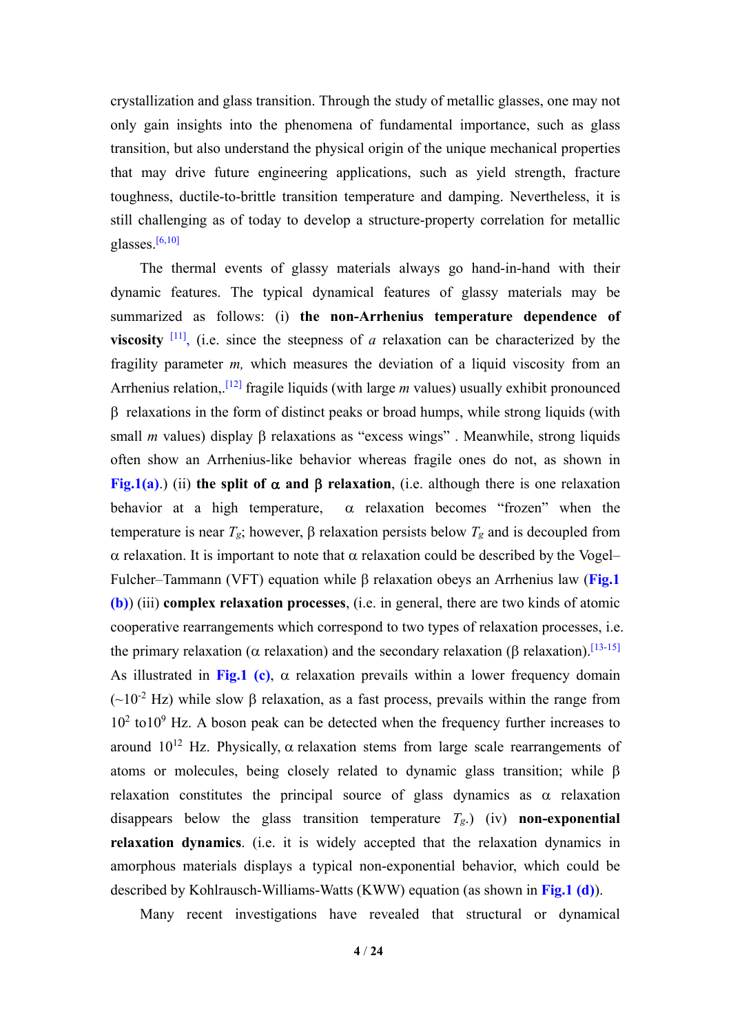crystallization and glass transition. Through the study of metallic glasses, one may not only gain insights into the phenomena of fundamental importance, such as glass transition, but also understand the physical origin of the unique mechanical properties that may drive future engineering applications, such as yield strength, fracture toughness, ductile-to-brittle transition temperature and damping. Nevertheless, it is still challenging as of today to develop a structure-property correlation for metallic glasses.[6,10]

The thermal events of glassy materials always go hand-in-hand with their dynamic features. The typical dynamical features of glassy materials may be summarized as follows: (i) **the non-Arrhenius temperature dependence of viscosity** [11], (i.e. since the steepness of *a* relaxation can be characterized by the fragility parameter *m,* which measures the deviation of a liquid viscosity from an Arrhenius relation,.[12] fragile liquids (with large *m* values) usually exhibit pronounced β relaxations in the form of distinct peaks or broad humps, while strong liquids (with small *m* values) display β relaxations as "excess wings" . Meanwhile, strong liquids often show an Arrhenius-like behavior whereas fragile ones do not, as shown in **Fig.1(a)**.) (ii) **the split of α and β relaxation**, (i.e. although there is one relaxation behavior at a high temperature, α relaxation becomes "frozen" when the temperature is near $T_g$; however, β relaxation persists below $T_g$ and is decoupled from α relaxation. It is important to note that α relaxation could be described by the Vogel–Fulcher–Tammann (VFT) equation while β relaxation obeys an Arrhenius law (**Fig.1 (b)**) (iii) **complex relaxation processes**, (i.e. in general, there are two kinds of atomic cooperative rearrangements which correspond to two types of relaxation processes, i.e. the primary relaxation (α relaxation) and the secondary relaxation (β relaxation).[13-15] As illustrated in **Fig.1 (c)**, α relaxation prevails within a lower frequency domain (~$10^{-2}$ Hz) while slow β relaxation, as a fast process, prevails within the range from $10^2$ to$10^9$ Hz. A boson peak can be detected when the frequency further increases to around $10^{12}$ Hz. Physically, α relaxation stems from large scale rearrangements of atoms or molecules, being closely related to dynamic glass transition; while β relaxation constitutes the principal source of glass dynamics as α relaxation disappears below the glass transition temperature $T_g$.) (iv) **non-exponential relaxation dynamics**. (i.e. it is widely accepted that the relaxation dynamics in amorphous materials displays a typical non-exponential behavior, which could be described by Kohlrausch-Williams-Watts (KWW) equation (as shown in **Fig.1 (d)**).

Many recent investigations have revealed that structural or dynamical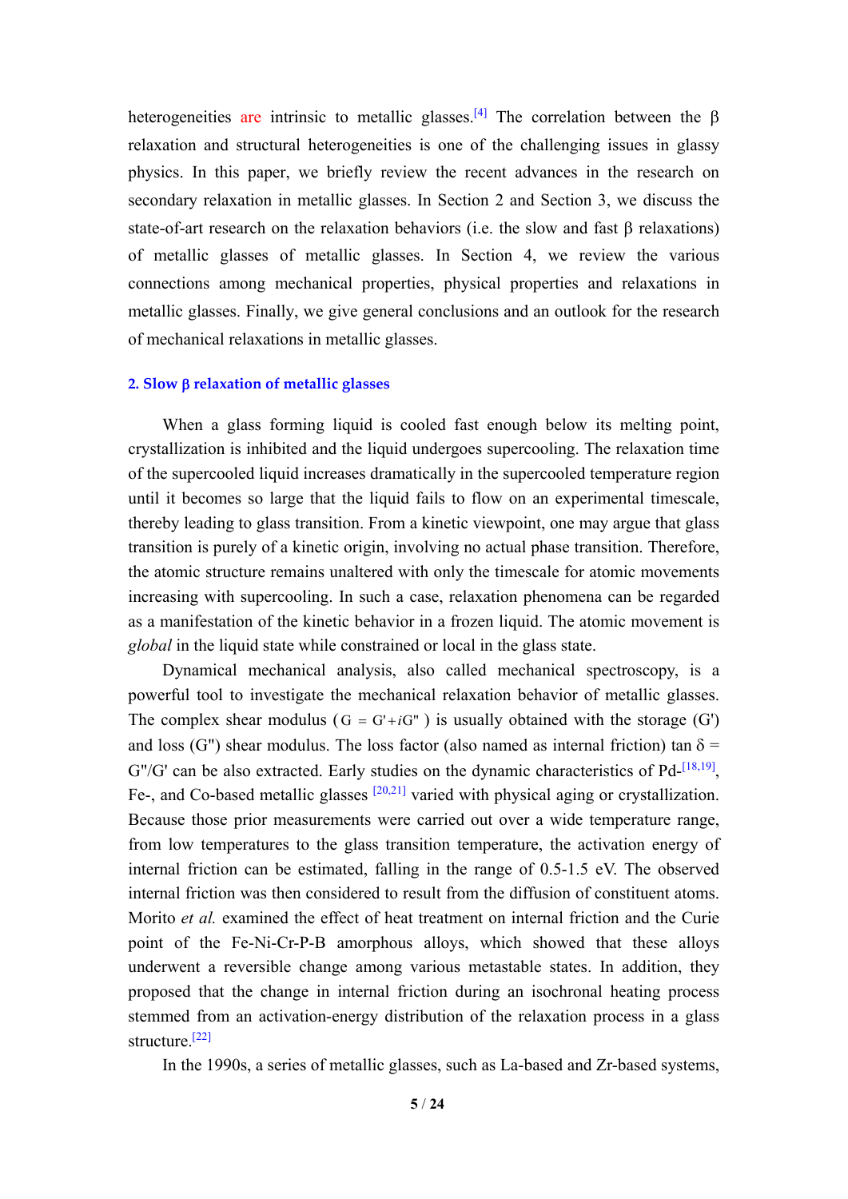heterogeneities are intrinsic to metallic glasses.[4] The correlation between the β relaxation and structural heterogeneities is one of the challenging issues in glassy physics. In this paper, we briefly review the recent advances in the research on secondary relaxation in metallic glasses. In Section 2 and Section 3, we discuss the state-of-art research on the relaxation behaviors (i.e. the slow and fast β relaxations) of metallic glasses of metallic glasses. In Section 4, we review the various connections among mechanical properties, physical properties and relaxations in metallic glasses. Finally, we give general conclusions and an outlook for the research of mechanical relaxations in metallic glasses.

## 2. Slow β relaxation of metallic glasses

When a glass forming liquid is cooled fast enough below its melting point, crystallization is inhibited and the liquid undergoes supercooling. The relaxation time of the supercooled liquid increases dramatically in the supercooled temperature region until it becomes so large that the liquid fails to flow on an experimental timescale, thereby leading to glass transition. From a kinetic viewpoint, one may argue that glass transition is purely of a kinetic origin, involving no actual phase transition. Therefore, the atomic structure remains unaltered with only the timescale for atomic movements increasing with supercooling. In such a case, relaxation phenomena can be regarded as a manifestation of the kinetic behavior in a frozen liquid. The atomic movement is *global* in the liquid state while constrained or local in the glass state.

Dynamical mechanical analysis, also called mechanical spectroscopy, is a powerful tool to investigate the mechanical relaxation behavior of metallic glasses. The complex shear modulus ($G = G' + iG''$) is usually obtained with the storage ($G'$) and loss ($G''$) shear modulus. The loss factor (also named as internal friction) $\tan \delta = G''/G'$ can be also extracted. Early studies on the dynamic characteristics of Pd-[18,19], Fe-, and Co-based metallic glasses [20,21] varied with physical aging or crystallization. Because those prior measurements were carried out over a wide temperature range, from low temperatures to the glass transition temperature, the activation energy of internal friction can be estimated, falling in the range of 0.5-1.5 eV. The observed internal friction was then considered to result from the diffusion of constituent atoms. Morito *et al.* examined the effect of heat treatment on internal friction and the Curie point of the Fe-Ni-Cr-P-B amorphous alloys, which showed that these alloys underwent a reversible change among various metastable states. In addition, they proposed that the change in internal friction during an isochronal heating process stemmed from an activation-energy distribution of the relaxation process in a glass structure.[22]

In the 1990s, a series of metallic glasses, such as La-based and Zr-based systems,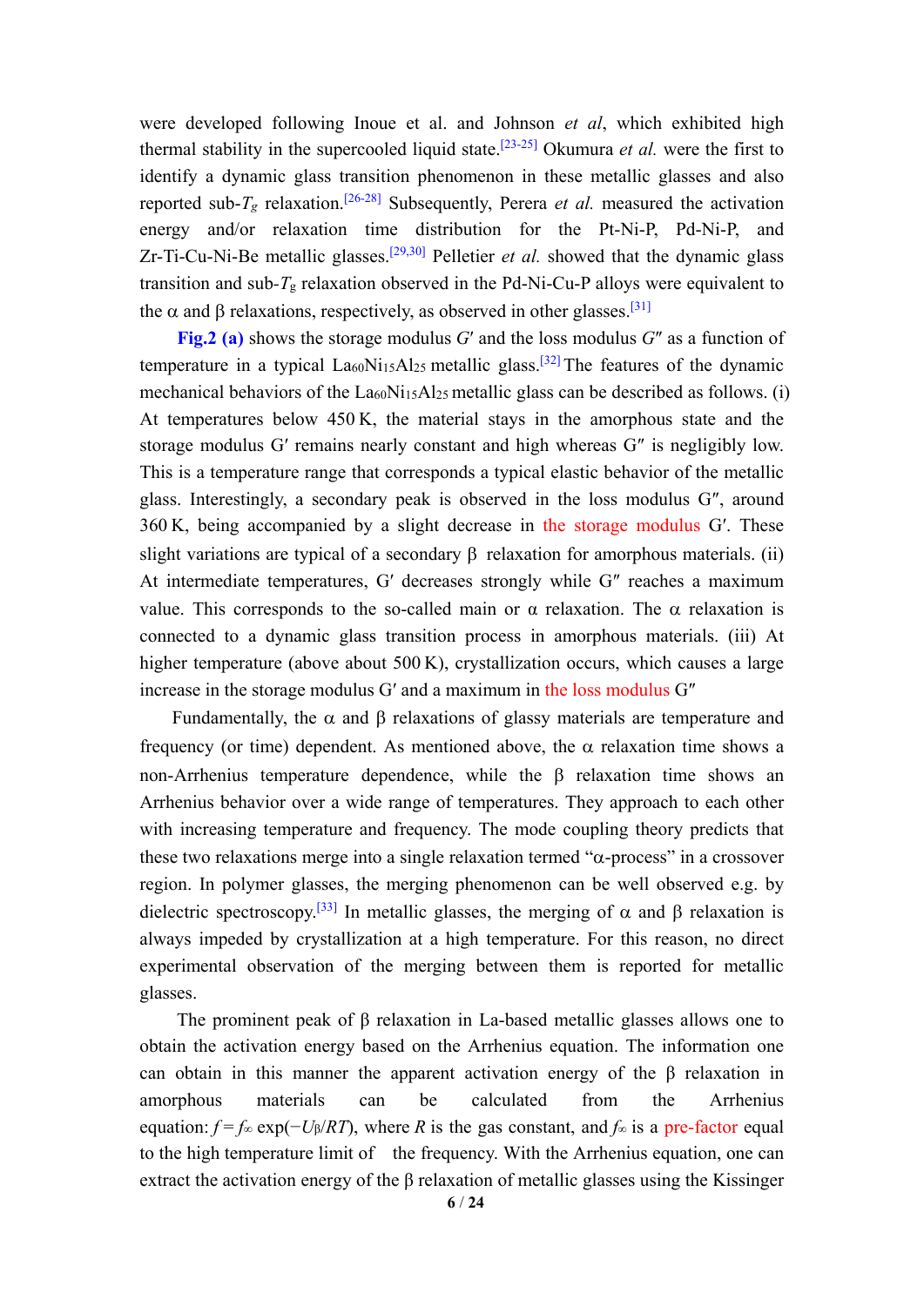were developed following Inoue et al. and Johnson *et al*, which exhibited high thermal stability in the supercooled liquid state.[23-25] Okumura *et al.* were the first to identify a dynamic glass transition phenomenon in these metallic glasses and also reported sub-$T_g$ relaxation.[26-28] Subsequently, Perera *et al.* measured the activation energy and/or relaxation time distribution for the Pt-Ni-P, Pd-Ni-P, and Zr-Ti-Cu-Ni-Be metallic glasses.[29,30] Pelletier *et al.* showed that the dynamic glass transition and sub-$T_g$ relaxation observed in the Pd-Ni-Cu-P alloys were equivalent to the α and β relaxations, respectively, as observed in other glasses.[31]

**Fig.2 (a)** shows the storage modulus $G'$ and the loss modulus $G''$ as a function of temperature in a typical $La_{60}Ni_{15}Al_{25}$ metallic glass.[32] The features of the dynamic mechanical behaviors of the $La_{60}Ni_{15}Al_{25}$ metallic glass can be described as follows. (i) At temperatures below 450 K, the material stays in the amorphous state and the storage modulus G′ remains nearly constant and high whereas G″ is negligibly low. This is a temperature range that corresponds a typical elastic behavior of the metallic glass. Interestingly, a secondary peak is observed in the loss modulus G″, around 360 K, being accompanied by a slight decrease in the storage modulus G′. These slight variations are typical of a secondary β relaxation for amorphous materials. (ii) At intermediate temperatures, G′ decreases strongly while G″ reaches a maximum value. This corresponds to the so-called main or α relaxation. The α relaxation is connected to a dynamic glass transition process in amorphous materials. (iii) At higher temperature (above about 500 K), crystallization occurs, which causes a large increase in the storage modulus G′ and a maximum in the loss modulus G″

Fundamentally, the α and β relaxations of glassy materials are temperature and frequency (or time) dependent. As mentioned above, the α relaxation time shows a non-Arrhenius temperature dependence, while the β relaxation time shows an Arrhenius behavior over a wide range of temperatures. They approach to each other with increasing temperature and frequency. The mode coupling theory predicts that these two relaxations merge into a single relaxation termed "α-process" in a crossover region. In polymer glasses, the merging phenomenon can be well observed e.g. by dielectric spectroscopy.[33] In metallic glasses, the merging of α and β relaxation is always impeded by crystallization at a high temperature. For this reason, no direct experimental observation of the merging between them is reported for metallic glasses.

The prominent peak of β relaxation in La-based metallic glasses allows one to obtain the activation energy based on the Arrhenius equation. The information one can obtain in this manner the apparent activation energy of the β relaxation in amorphous materials can be calculated from the Arrhenius equation: $f = f_\infty \exp(-U_\beta/RT)$, where $R$ is the gas constant, and $f_\infty$ is a pre-factor equal to the high temperature limit of the frequency. With the Arrhenius equation, one can extract the activation energy of the β relaxation of metallic glasses using the Kissinger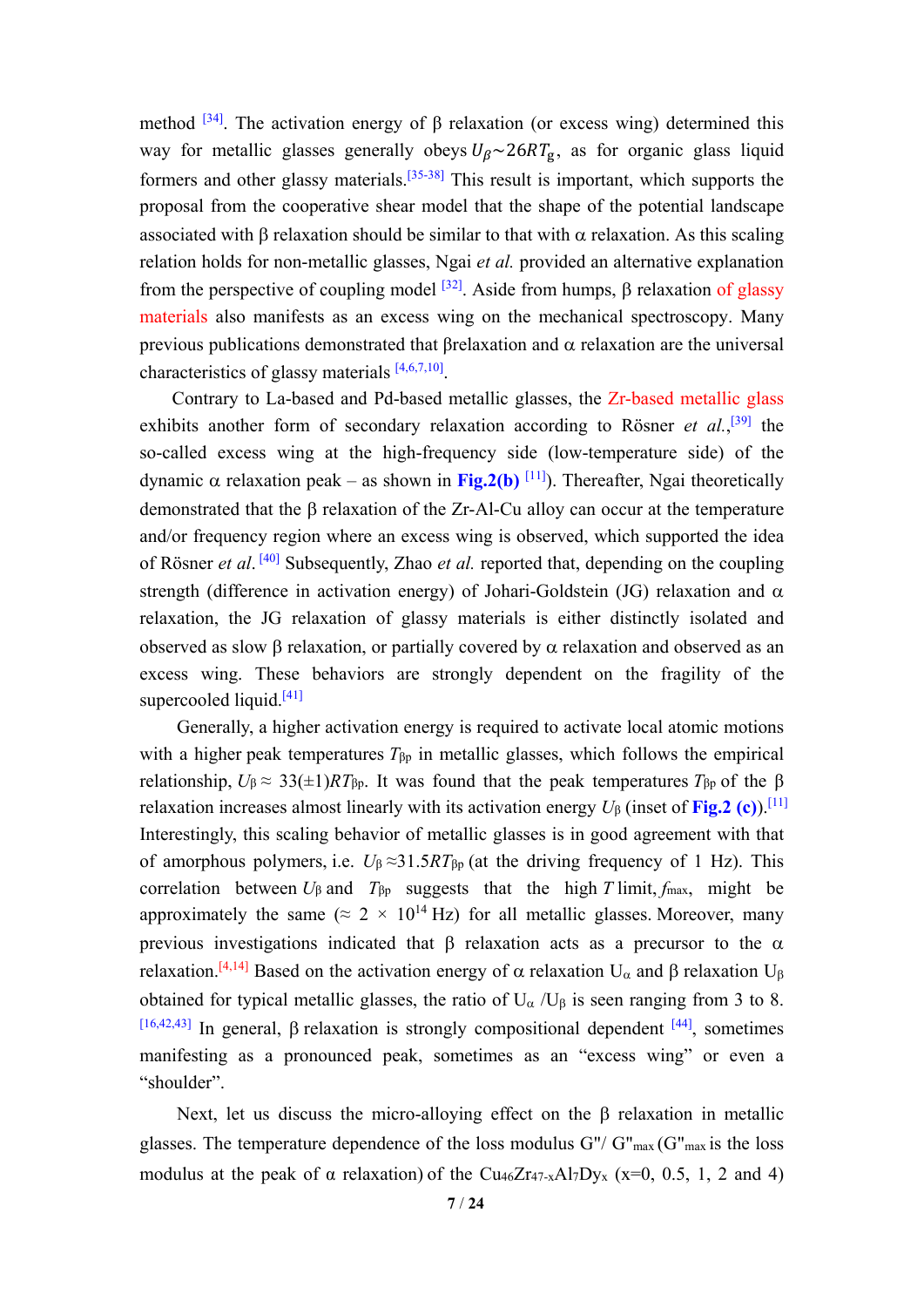method [34]. The activation energy of β relaxation (or excess wing) determined this way for metallic glasses generally obeys $U_{\beta} \sim 26RT_{g}$, as for organic glass liquid formers and other glassy materials.[35-38] This result is important, which supports the proposal from the cooperative shear model that the shape of the potential landscape associated with β relaxation should be similar to that with α relaxation. As this scaling relation holds for non-metallic glasses, Ngai *et al.* provided an alternative explanation from the perspective of coupling model [32]. Aside from humps, β relaxation of glassy materials also manifests as an excess wing on the mechanical spectroscopy. Many previous publications demonstrated that βrelaxation and α relaxation are the universal characteristics of glassy materials [4,6,7,10].

Contrary to La-based and Pd-based metallic glasses, the Zr-based metallic glass exhibits another form of secondary relaxation according to Rösner *et al.*,[39] the so-called excess wing at the high-frequency side (low-temperature side) of the dynamic α relaxation peak – as shown in **Fig.2(b)** [11]). Thereafter, Ngai theoretically demonstrated that the β relaxation of the Zr-Al-Cu alloy can occur at the temperature and/or frequency region where an excess wing is observed, which supported the idea of Rösner *et al*. [40] Subsequently, Zhao *et al.* reported that, depending on the coupling strength (difference in activation energy) of Johari-Goldstein (JG) relaxation and α relaxation, the JG relaxation of glassy materials is either distinctly isolated and observed as slow β relaxation, or partially covered by α relaxation and observed as an excess wing. These behaviors are strongly dependent on the fragility of the supercooled liquid.[41]

Generally, a higher activation energy is required to activate local atomic motions with a higher peak temperatures $T_{\beta p}$ in metallic glasses, which follows the empirical relationship, $U_{\beta} \approx 33(\pm 1)RT_{\beta p}$. It was found that the peak temperatures $T_{\beta p}$ of the β relaxation increases almost linearly with its activation energy $U_{\beta}$ (inset of **Fig.2 (c)**).[11] Interestingly, this scaling behavior of metallic glasses is in good agreement with that of amorphous polymers, i.e. $U_{\beta} \approx 31.5RT_{\beta p}$ (at the driving frequency of 1 Hz). This correlation between $U_{\beta}$ and $T_{\beta p}$ suggests that the high $T$ limit, $f_{max}$, might be approximately the same ($\approx 2 \times 10^{14}$ Hz) for all metallic glasses. Moreover, many previous investigations indicated that β relaxation acts as a precursor to the α relaxation.[4,14] Based on the activation energy of α relaxation $U_{\alpha}$ and β relaxation $U_{\beta}$ obtained for typical metallic glasses, the ratio of $U_{\alpha}/U_{\beta}$ is seen ranging from 3 to 8. [16,42,43] In general, β relaxation is strongly compositional dependent [44], sometimes manifesting as a pronounced peak, sometimes as an "excess wing" or even a "shoulder".

Next, let us discuss the micro-alloying effect on the β relaxation in metallic glasses. The temperature dependence of the loss modulus $G''/G''_{max}$ ($G''_{max}$ is the loss modulus at the peak of α relaxation) of the $Cu_{46}Zr_{47-x}Al_{7}Dy_{x}$ (x=0, 0.5, 1, 2 and 4)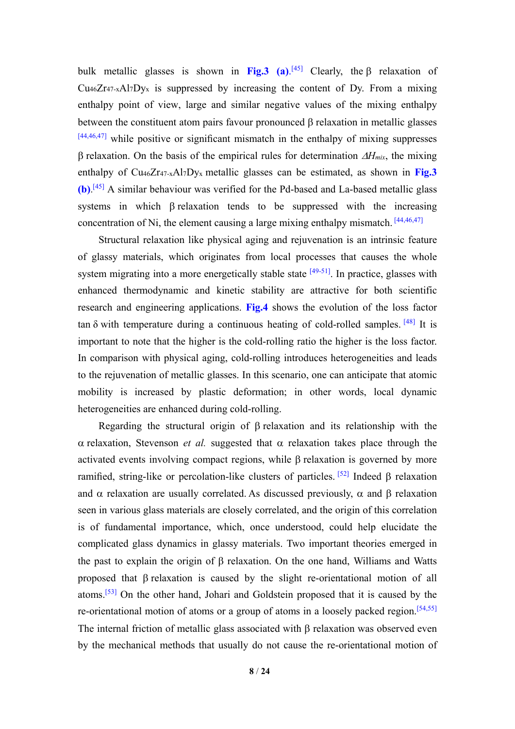bulk metallic glasses is shown in **Fig.3 (a)**.[45] Clearly, the β relaxation of $Cu_{46}Zr_{47-x}Al_7Dy_x$ is suppressed by increasing the content of Dy. From a mixing enthalpy point of view, large and similar negative values of the mixing enthalpy between the constituent atom pairs favour pronounced β relaxation in metallic glasses [44,46,47] while positive or significant mismatch in the enthalpy of mixing suppresses β relaxation. On the basis of the empirical rules for determination $\Delta H_{mix}$, the mixing enthalpy of $Cu_{46}Zr_{47-x}Al_7Dy_x$ metallic glasses can be estimated, as shown in **Fig.3 (b)**.[45] A similar behaviour was verified for the Pd-based and La-based metallic glass systems in which β relaxation tends to be suppressed with the increasing concentration of Ni, the element causing a large mixing enthalpy mismatch. [44,46,47]

Structural relaxation like physical aging and rejuvenation is an intrinsic feature of glassy materials, which originates from local processes that causes the whole system migrating into a more energetically stable state [49-51]. In practice, glasses with enhanced thermodynamic and kinetic stability are attractive for both scientific research and engineering applications. **Fig.4** shows the evolution of the loss factor tan δ with temperature during a continuous heating of cold-rolled samples. [48] It is important to note that the higher is the cold-rolling ratio the higher is the loss factor. In comparison with physical aging, cold-rolling introduces heterogeneities and leads to the rejuvenation of metallic glasses. In this scenario, one can anticipate that atomic mobility is increased by plastic deformation; in other words, local dynamic heterogeneities are enhanced during cold-rolling.

Regarding the structural origin of β relaxation and its relationship with the α relaxation, Stevenson *et al.* suggested that α relaxation takes place through the activated events involving compact regions, while β relaxation is governed by more ramified, string-like or percolation-like clusters of particles. [52] Indeed β relaxation and α relaxation are usually correlated. As discussed previously, α and β relaxation seen in various glass materials are closely correlated, and the origin of this correlation is of fundamental importance, which, once understood, could help elucidate the complicated glass dynamics in glassy materials. Two important theories emerged in the past to explain the origin of β relaxation. On the one hand, Williams and Watts proposed that β relaxation is caused by the slight re-orientational motion of all atoms.[53] On the other hand, Johari and Goldstein proposed that it is caused by the re-orientational motion of atoms or a group of atoms in a loosely packed region.[54,55] The internal friction of metallic glass associated with β relaxation was observed even by the mechanical methods that usually do not cause the re-orientational motion of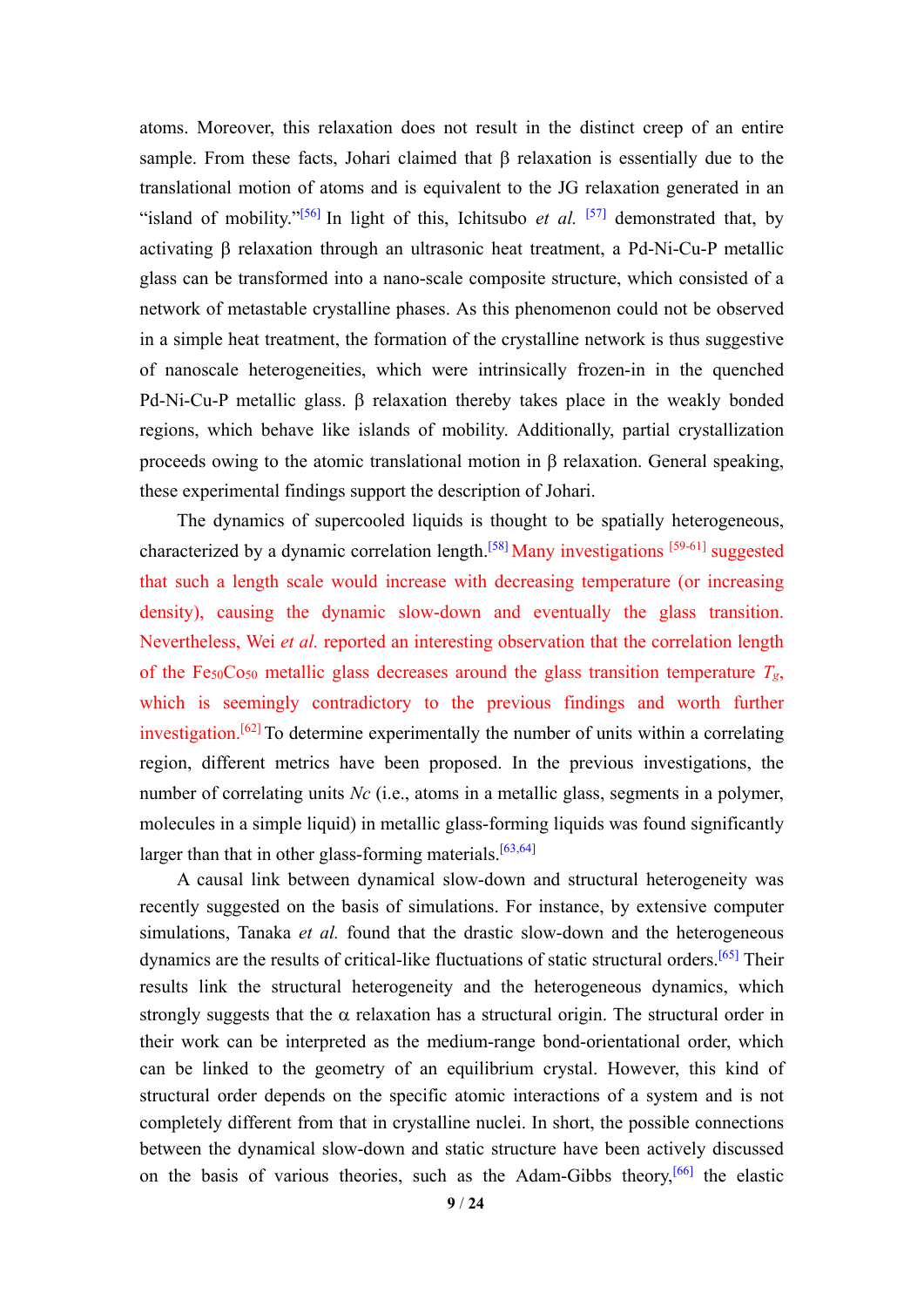atoms. Moreover, this relaxation does not result in the distinct creep of an entire sample. From these facts, Johari claimed that β relaxation is essentially due to the translational motion of atoms and is equivalent to the JG relaxation generated in an "island of mobility."[56] In light of this, Ichitsubo *et al.* [57] demonstrated that, by activating β relaxation through an ultrasonic heat treatment, a Pd-Ni-Cu-P metallic glass can be transformed into a nano-scale composite structure, which consisted of a network of metastable crystalline phases. As this phenomenon could not be observed in a simple heat treatment, the formation of the crystalline network is thus suggestive of nanoscale heterogeneities, which were intrinsically frozen-in in the quenched Pd-Ni-Cu-P metallic glass. β relaxation thereby takes place in the weakly bonded regions, which behave like islands of mobility. Additionally, partial crystallization proceeds owing to the atomic translational motion in β relaxation. General speaking, these experimental findings support the description of Johari.

The dynamics of supercooled liquids is thought to be spatially heterogeneous, characterized by a dynamic correlation length.[58] Many investigations [59-61] suggested that such a length scale would increase with decreasing temperature (or increasing density), causing the dynamic slow-down and eventually the glass transition. Nevertheless, Wei *et al.* reported an interesting observation that the correlation length of the $Fe_{50}Co_{50}$ metallic glass decreases around the glass transition temperature $T_g$, which is seemingly contradictory to the previous findings and worth further investigation.[62] To determine experimentally the number of units within a correlating region, different metrics have been proposed. In the previous investigations, the number of correlating units $Nc$ (i.e., atoms in a metallic glass, segments in a polymer, molecules in a simple liquid) in metallic glass-forming liquids was found significantly larger than that in other glass-forming materials.[63,64]

A causal link between dynamical slow-down and structural heterogeneity was recently suggested on the basis of simulations. For instance, by extensive computer simulations, Tanaka *et al.* found that the drastic slow-down and the heterogeneous dynamics are the results of critical-like fluctuations of static structural orders.[65] Their results link the structural heterogeneity and the heterogeneous dynamics, which strongly suggests that the α relaxation has a structural origin. The structural order in their work can be interpreted as the medium-range bond-orientational order, which can be linked to the geometry of an equilibrium crystal. However, this kind of structural order depends on the specific atomic interactions of a system and is not completely different from that in crystalline nuclei. In short, the possible connections between the dynamical slow-down and static structure have been actively discussed on the basis of various theories, such as the Adam-Gibbs theory,[66] the elastic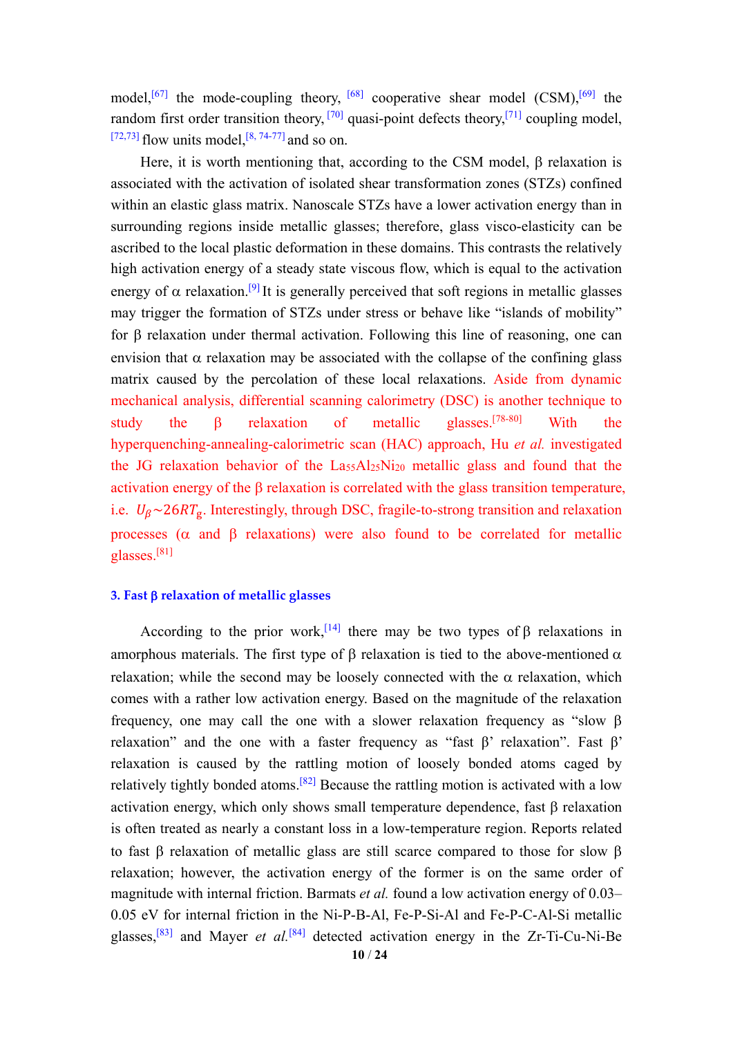model,[67] the mode-coupling theory, [68] cooperative shear model (CSM),[69] the random first order transition theory, [70] quasi-point defects theory,[71] coupling model, [72,73] flow units model,[8, 74-77] and so on.

Here, it is worth mentioning that, according to the CSM model, β relaxation is associated with the activation of isolated shear transformation zones (STZs) confined within an elastic glass matrix. Nanoscale STZs have a lower activation energy than in surrounding regions inside metallic glasses; therefore, glass visco-elasticity can be ascribed to the local plastic deformation in these domains. This contrasts the relatively high activation energy of a steady state viscous flow, which is equal to the activation energy of α relaxation.[9] It is generally perceived that soft regions in metallic glasses may trigger the formation of STZs under stress or behave like "islands of mobility" for β relaxation under thermal activation. Following this line of reasoning, one can envision that α relaxation may be associated with the collapse of the confining glass matrix caused by the percolation of these local relaxations. Aside from dynamic mechanical analysis, differential scanning calorimetry (DSC) is another technique to study the β relaxation of metallic glasses.[78-80] With the hyperquenching-annealing-calorimetric scan (HAC) approach, Hu *et al.* investigated the JG relaxation behavior of the $La_{55}Al_{25}Ni_{20}$ metallic glass and found that the activation energy of the β relaxation is correlated with the glass transition temperature, i.e. $U_\beta \sim 26RT_g$. Interestingly, through DSC, fragile-to-strong transition and relaxation processes (α and β relaxations) were also found to be correlated for metallic glasses.[81]

### 3. Fast β relaxation of metallic glasses

According to the prior work,[14] there may be two types of β relaxations in amorphous materials. The first type of β relaxation is tied to the above-mentioned α relaxation; while the second may be loosely connected with the α relaxation, which comes with a rather low activation energy. Based on the magnitude of the relaxation frequency, one may call the one with a slower relaxation frequency as "slow β relaxation" and the one with a faster frequency as "fast β' relaxation". Fast β' relaxation is caused by the rattling motion of loosely bonded atoms caged by relatively tightly bonded atoms.[82] Because the rattling motion is activated with a low activation energy, which only shows small temperature dependence, fast β relaxation is often treated as nearly a constant loss in a low-temperature region. Reports related to fast β relaxation of metallic glass are still scarce compared to those for slow β relaxation; however, the activation energy of the former is on the same order of magnitude with internal friction. Barmats *et al.* found a low activation energy of 0.03–0.05 eV for internal friction in the Ni-P-B-Al, Fe-P-Si-Al and Fe-P-C-Al-Si metallic glasses,[83] and Mayer *et al.*[84] detected activation energy in the Zr-Ti-Cu-Ni-Be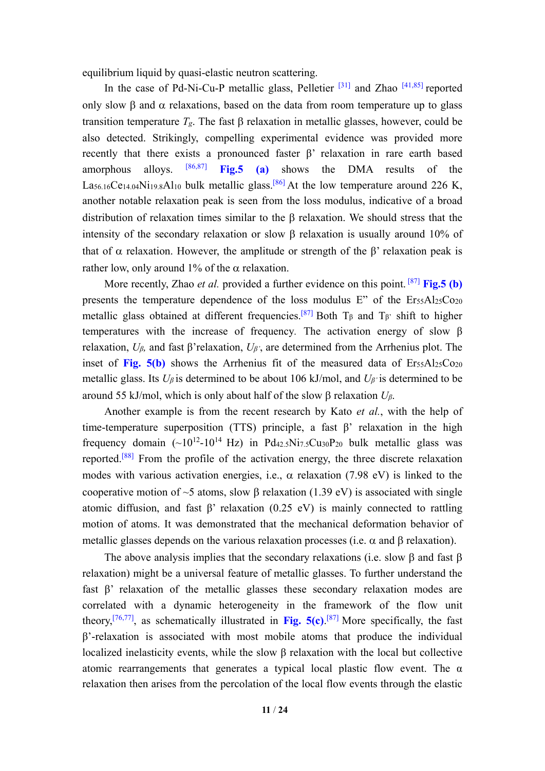equilibrium liquid by quasi-elastic neutron scattering.

In the case of Pd-Ni-Cu-P metallic glass, Pelletier [31] and Zhao [41,85] reported only slow β and α relaxations, based on the data from room temperature up to glass transition temperature $T_g$. The fast β relaxation in metallic glasses, however, could be also detected. Strikingly, compelling experimental evidence was provided more recently that there exists a pronounced faster β' relaxation in rare earth based amorphous alloys. [86,87] **Fig.5 (a)** shows the DMA results of the $La_{56.16}Ce_{14.04}Ni_{19.8}Al_{10}$ bulk metallic glass.[86] At the low temperature around 226 K, another notable relaxation peak is seen from the loss modulus, indicative of a broad distribution of relaxation times similar to the β relaxation. We should stress that the intensity of the secondary relaxation or slow β relaxation is usually around 10% of that of α relaxation. However, the amplitude or strength of the β' relaxation peak is rather low, only around 1% of the α relaxation.

More recently, Zhao *et al.* provided a further evidence on this point. [87] **Fig.5 (b)** presents the temperature dependence of the loss modulus E" of the $Er_{55}Al_{25}Co_{20}$ metallic glass obtained at different frequencies.[87] Both $T_{\beta}$ and $T_{\beta'}$ shift to higher temperatures with the increase of frequency. The activation energy of slow β relaxation, $U_{\beta}$, and fast β'relaxation, $U_{\beta'}$, are determined from the Arrhenius plot. The inset of **Fig. 5(b)** shows the Arrhenius fit of the measured data of $Er_{55}Al_{25}Co_{20}$ metallic glass. Its $U_{\beta}$ is determined to be about 106 kJ/mol, and $U_{\beta'}$ is determined to be around 55 kJ/mol, which is only about half of the slow β relaxation $U_{\beta}$.

Another example is from the recent research by Kato *et al.*, with the help of time-temperature superposition (TTS) principle, a fast β' relaxation in the high frequency domain (~$10^{12}$-$10^{14}$ Hz) in $Pd_{42.5}Ni_{7.5}Cu_{30}P_{20}$ bulk metallic glass was reported.[88] From the profile of the activation energy, the three discrete relaxation modes with various activation energies, i.e., α relaxation (7.98 eV) is linked to the cooperative motion of ~5 atoms, slow β relaxation (1.39 eV) is associated with single atomic diffusion, and fast β' relaxation (0.25 eV) is mainly connected to rattling motion of atoms. It was demonstrated that the mechanical deformation behavior of metallic glasses depends on the various relaxation processes (i.e. α and β relaxation).

The above analysis implies that the secondary relaxations (i.e. slow β and fast β relaxation) might be a universal feature of metallic glasses. To further understand the fast β' relaxation of the metallic glasses these secondary relaxation modes are correlated with a dynamic heterogeneity in the framework of the flow unit theory,[76,77], as schematically illustrated in **Fig. 5(c)**.[87] More specifically, the fast β'-relaxation is associated with most mobile atoms that produce the individual localized inelasticity events, while the slow β relaxation with the local but collective atomic rearrangements that generates a typical local plastic flow event. The α relaxation then arises from the percolation of the local flow events through the elastic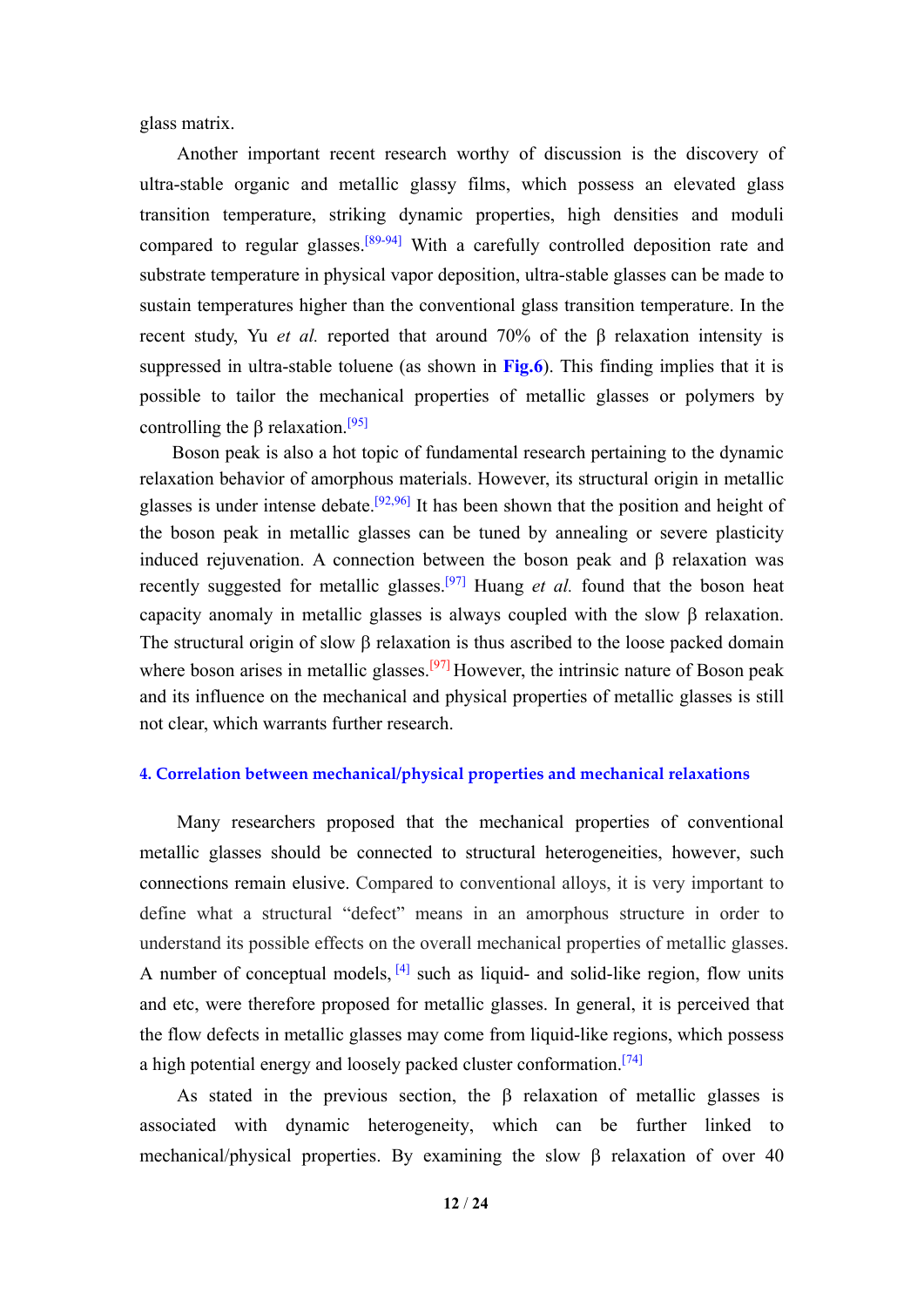glass matrix.

Another important recent research worthy of discussion is the discovery of ultra-stable organic and metallic glassy films, which possess an elevated glass transition temperature, striking dynamic properties, high densities and moduli compared to regular glasses.[89-94] With a carefully controlled deposition rate and substrate temperature in physical vapor deposition, ultra-stable glasses can be made to sustain temperatures higher than the conventional glass transition temperature. In the recent study, Yu *et al.* reported that around 70% of the β relaxation intensity is suppressed in ultra-stable toluene (as shown in **Fig.6**). This finding implies that it is possible to tailor the mechanical properties of metallic glasses or polymers by controlling the β relaxation.[95]

Boson peak is also a hot topic of fundamental research pertaining to the dynamic relaxation behavior of amorphous materials. However, its structural origin in metallic glasses is under intense debate.[92,96] It has been shown that the position and height of the boson peak in metallic glasses can be tuned by annealing or severe plasticity induced rejuvenation. A connection between the boson peak and β relaxation was recently suggested for metallic glasses.[97] Huang *et al.* found that the boson heat capacity anomaly in metallic glasses is always coupled with the slow β relaxation. The structural origin of slow β relaxation is thus ascribed to the loose packed domain where boson arises in metallic glasses.[97] However, the intrinsic nature of Boson peak and its influence on the mechanical and physical properties of metallic glasses is still not clear, which warrants further research.

## 4. Correlation between mechanical/physical properties and mechanical relaxations

Many researchers proposed that the mechanical properties of conventional metallic glasses should be connected to structural heterogeneities, however, such connections remain elusive. Compared to conventional alloys, it is very important to define what a structural “defect” means in an amorphous structure in order to understand its possible effects on the overall mechanical properties of metallic glasses. A number of conceptual models, [4] such as liquid- and solid-like region, flow units and etc, were therefore proposed for metallic glasses. In general, it is perceived that the flow defects in metallic glasses may come from liquid-like regions, which possess a high potential energy and loosely packed cluster conformation.[74]

As stated in the previous section, the β relaxation of metallic glasses is associated with dynamic heterogeneity, which can be further linked to mechanical/physical properties. By examining the slow β relaxation of over 40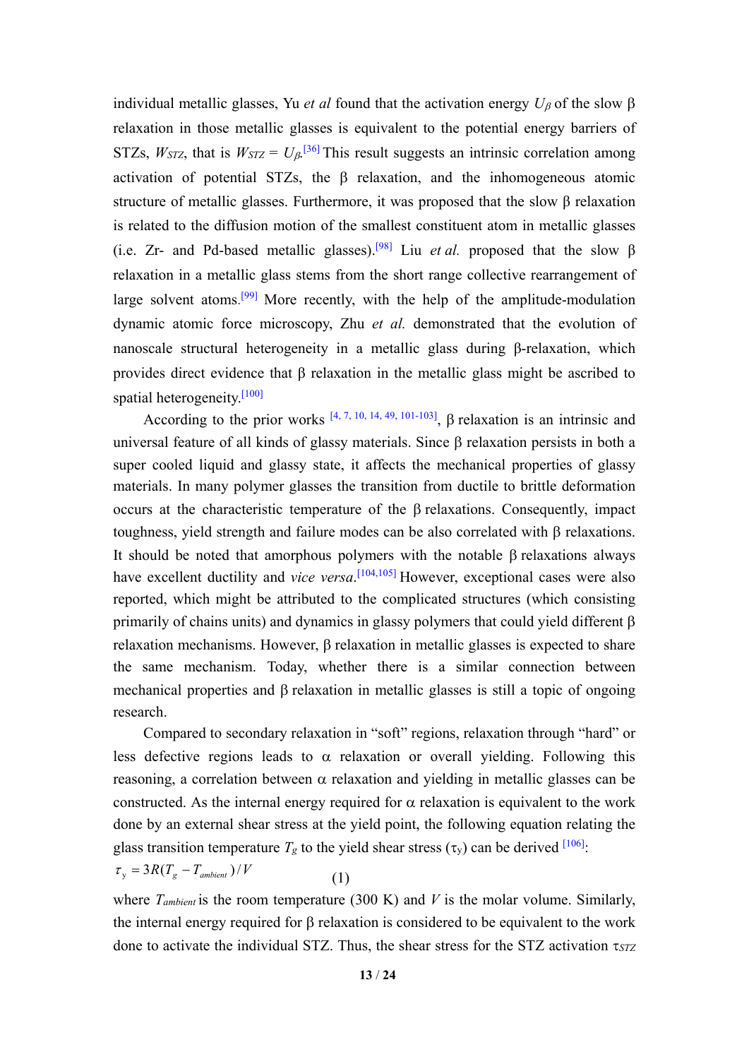individual metallic glasses, Yu *et al* found that the activation energy $U_\beta$ of the slow β relaxation in those metallic glasses is equivalent to the potential energy barriers of STZs, $W_{STZ}$, that is $W_{STZ} = U_\beta$.[36] This result suggests an intrinsic correlation among activation of potential STZs, the β relaxation, and the inhomogeneous atomic structure of metallic glasses. Furthermore, it was proposed that the slow β relaxation is related to the diffusion motion of the smallest constituent atom in metallic glasses (i.e. Zr- and Pd-based metallic glasses).[98] Liu *et al.* proposed that the slow β relaxation in a metallic glass stems from the short range collective rearrangement of large solvent atoms.[99] More recently, with the help of the amplitude-modulation dynamic atomic force microscopy, Zhu *et al.* demonstrated that the evolution of nanoscale structural heterogeneity in a metallic glass during β-relaxation, which provides direct evidence that β relaxation in the metallic glass might be ascribed to spatial heterogeneity.[100]

According to the prior works [4, 7, 10, 14, 49, 101-103], β relaxation is an intrinsic and universal feature of all kinds of glassy materials. Since β relaxation persists in both a super cooled liquid and glassy state, it affects the mechanical properties of glassy materials. In many polymer glasses the transition from ductile to brittle deformation occurs at the characteristic temperature of the β relaxations. Consequently, impact toughness, yield strength and failure modes can be also correlated with β relaxations. It should be noted that amorphous polymers with the notable β relaxations always have excellent ductility and *vice versa*.[104,105] However, exceptional cases were also reported, which might be attributed to the complicated structures (which consisting primarily of chains units) and dynamics in glassy polymers that could yield different β relaxation mechanisms. However, β relaxation in metallic glasses is expected to share the same mechanism. Today, whether there is a similar connection between mechanical properties and β relaxation in metallic glasses is still a topic of ongoing research.

Compared to secondary relaxation in "soft" regions, relaxation through "hard" or less defective regions leads to α relaxation or overall yielding. Following this reasoning, a correlation between α relaxation and yielding in metallic glasses can be constructed. As the internal energy required for α relaxation is equivalent to the work done by an external shear stress at the yield point, the following equation relating the glass transition temperature $T_g$ to the yield shear stress ($\tau_y$) can be derived [106]:

$$\tau_y = 3R(T_g - T_{ambient})/V \qquad (1)$$

where $T_{ambient}$ is the room temperature (300 K) and $V$ is the molar volume. Similarly, the internal energy required for β relaxation is considered to be equivalent to the work done to activate the individual STZ. Thus, the shear stress for the STZ activation $\tau_{STZ}$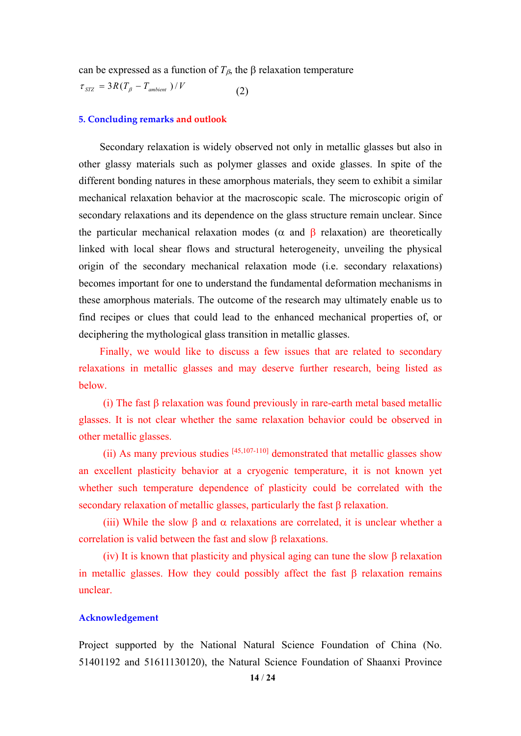can be expressed as a function of $T_\beta$, the β relaxation temperature

$$\tau_{STZ} = 3R(T_\beta - T_{ambient})/V \qquad (2)$$

## 5. Concluding remarks and outlook

Secondary relaxation is widely observed not only in metallic glasses but also in other glassy materials such as polymer glasses and oxide glasses. In spite of the different bonding natures in these amorphous materials, they seem to exhibit a similar mechanical relaxation behavior at the macroscopic scale. The microscopic origin of secondary relaxations and its dependence on the glass structure remain unclear. Since the particular mechanical relaxation modes (α and β relaxation) are theoretically linked with local shear flows and structural heterogeneity, unveiling the physical origin of the secondary mechanical relaxation mode (i.e. secondary relaxations) becomes important for one to understand the fundamental deformation mechanisms in these amorphous materials. The outcome of the research may ultimately enable us to find recipes or clues that could lead to the enhanced mechanical properties of, or deciphering the mythological glass transition in metallic glasses.

Finally, we would like to discuss a few issues that are related to secondary relaxations in metallic glasses and may deserve further research, being listed as below.

(i) The fast β relaxation was found previously in rare-earth metal based metallic glasses. It is not clear whether the same relaxation behavior could be observed in other metallic glasses.

(ii) As many previous studies [45,107-110] demonstrated that metallic glasses show an excellent plasticity behavior at a cryogenic temperature, it is not known yet whether such temperature dependence of plasticity could be correlated with the secondary relaxation of metallic glasses, particularly the fast β relaxation.

(iii) While the slow β and α relaxations are correlated, it is unclear whether a correlation is valid between the fast and slow β relaxations.

(iv) It is known that plasticity and physical aging can tune the slow β relaxation in metallic glasses. How they could possibly affect the fast β relaxation remains unclear.

## Acknowledgement

Project supported by the National Natural Science Foundation of China (No. 51401192 and 51611130120), the Natural Science Foundation of Shaanxi Province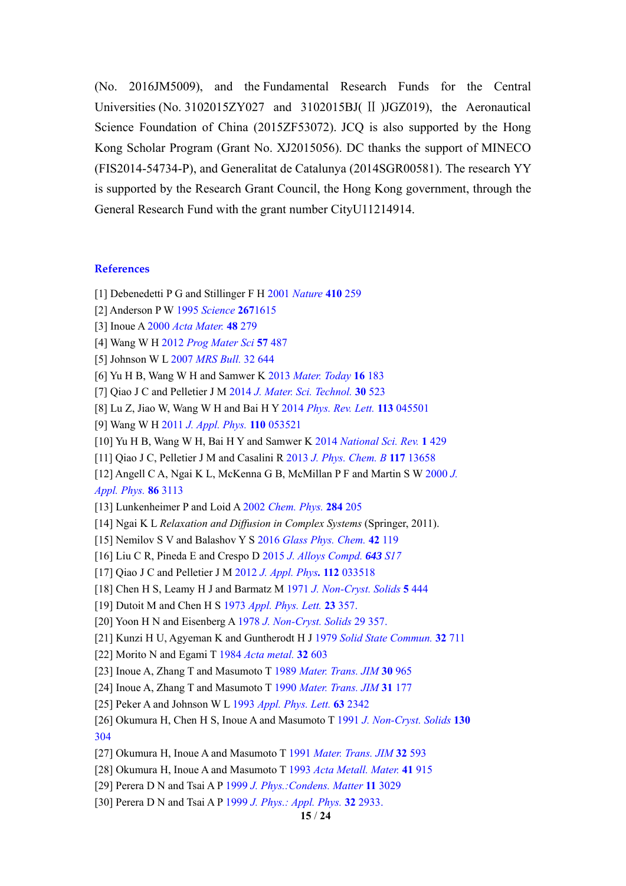(No. 2016JM5009), and the Fundamental Research Funds for the Central Universities (No. 3102015ZY027 and 3102015BJ( Ⅱ )JGZ019), the Aeronautical Science Foundation of China (2015ZF53072). JCQ is also supported by the Hong Kong Scholar Program (Grant No. XJ2015056). DC thanks the support of MINECO (FIS2014-54734-P), and Generalitat de Catalunya (2014SGR00581). The research YY is supported by the Research Grant Council, the Hong Kong government, through the General Research Fund with the grant number CityU11214914.

## References

[1] Debenedetti P G and Stillinger F H 2001 *Nature* **410** 259

[2] Anderson P W 1995 *Science* **267**1615

[3] Inoue A 2000 *Acta Mater.* **48** 279

[4] Wang W H 2012 *Prog Mater Sci* **57** 487

[5] Johnson W L 2007 *MRS Bull.* 32 644

[6] Yu H B, Wang W H and Samwer K 2013 *Mater. Today* **16** 183

[7] Qiao J C and Pelletier J M 2014 *J. Mater. Sci. Technol.* **30** 523

[8] Lu Z, Jiao W, Wang W H and Bai H Y 2014 *Phys. Rev. Lett.* **113** 045501

[9] Wang W H 2011 *J. Appl. Phys.* **110** 053521

[10] Yu H B, Wang W H, Bai H Y and Samwer K 2014 *National Sci. Rev.* **1** 429

[11] Qiao J C, Pelletier J M and Casalini R 2013 *J. Phys. Chem. B* **117** 13658

[12] Angell C A, Ngai K L, McKenna G B, McMillan P F and Martin S W 2000 *J. Appl. Phys.* **86** 3113

[13] Lunkenheimer P and Loid A 2002 *Chem. Phys.* **284** 205

[14] Ngai K L *Relaxation and Diffusion in Complex Systems* (Springer, 2011).

[15] Nemilov S V and Balashov Y S 2016 *Glass Phys. Chem.* **42** 119

[16] Liu C R, Pineda E and Crespo D 2015 *J. Alloys Compd.* ***643*** *S17*

[17] Qiao J C and Pelletier J M 2012 *J. Appl. Phys***.** **112** 033518

[18] Chen H S, Leamy H J and Barmatz M 1971 *J. Non-Cryst. Solids* **5** 444

[19] Dutoit M and Chen H S 1973 *Appl. Phys. Lett.* **23** 357.

[20] Yoon H N and Eisenberg A 1978 *J. Non-Cryst. Solids* 29 357.

[21] Kunzi H U, Agyeman K and Guntherodt H J 1979 *Solid State Commun.* **32** 711

[22] Morito N and Egami T 1984 *Acta metal.* **32** 603

[23] Inoue A, Zhang T and Masumoto T 1989 *Mater. Trans. JIM* **30** 965

[24] Inoue A, Zhang T and Masumoto T 1990 *Mater. Trans. JIM* **31** 177

[25] Peker A and Johnson W L 1993 *Appl. Phys. Lett.* **63** 2342

[26] Okumura H, Chen H S, Inoue A and Masumoto T 1991 *J. Non-Cryst. Solids* **130** 304

[27] Okumura H, Inoue A and Masumoto T 1991 *Mater. Trans. JIM* **32** 593

[28] Okumura H, Inoue A and Masumoto T 1993 *Acta Metall. Mater.* **41** 915

[29] Perera D N and Tsai A P 1999 *J. Phys.:Condens. Matter* **11** 3029

[30] Perera D N and Tsai A P 1999 *J. Phys.: Appl. Phys.* **32** 2933.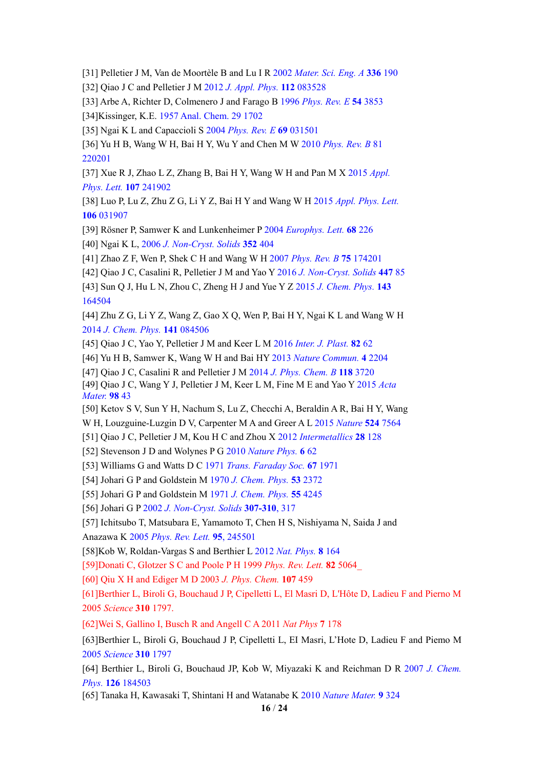[31] Pelletier J M, Van de Moortèle B and Lu I R 2002 *Mater. Sci. Eng. A* **336** 190

[32] Qiao J C and Pelletier J M 2012 *J. Appl. Phys.* **112** 083528

[33] Arbe A, Richter D, Colmenero J and Farago B 1996 *Phys. Rev. E* **54** 3853

[34]Kissinger, K.E. 1957 Anal. Chem. 29 1702

[35] Ngai K L and Capaccioli S 2004 *Phys. Rev. E* **69** 031501

[36] Yu H B, Wang W H, Bai H Y, Wu Y and Chen M W 2010 *Phys. Rev. B* 81 220201

[37] Xue R J, Zhao L Z, Zhang B, Bai H Y, Wang W H and Pan M X 2015 *Appl. Phys. Lett.* **107** 241902

[38] Luo P, Lu Z, Zhu Z G, Li Y Z, Bai H Y and Wang W H 2015 *Appl. Phys. Lett.* **106** 031907

[39] Rösner P, Samwer K and Lunkenheimer P 2004 *Europhys. Lett.* **68** 226

[40] Ngai K L, 2006 *J. Non-Cryst. Solids* **352** 404

[41] Zhao Z F, Wen P, Shek C H and Wang W H 2007 *Phys. Rev. B* **75** 174201

[42] Qiao J C, Casalini R, Pelletier J M and Yao Y 2016 *J. Non-Cryst. Solids* **447** 85

[43] Sun Q J, Hu L N, Zhou C, Zheng H J and Yue Y Z 2015 *J. Chem. Phys.* **143** 164504

[44] Zhu Z G, Li Y Z, Wang Z, Gao X Q, Wen P, Bai H Y, Ngai K L and Wang W H 2014 *J. Chem. Phys.* **141** 084506

[45] Qiao J C, Yao Y, Pelletier J M and Keer L M 2016 *Inter. J. Plast.* **82** 62

[46] Yu H B, Samwer K, Wang W H and Bai HY 2013 *Nature Commun.* **4** 2204

[47] Qiao J C, Casalini R and Pelletier J M 2014 *J. Phys. Chem. B* **118** 3720

[49] Qiao J C, Wang Y J, Pelletier J M, Keer L M, Fine M E and Yao Y 2015 *Acta Mater.* **98** 43

[50] Ketov S V, Sun Y H, Nachum S, Lu Z, Checchi A, Beraldin A R, Bai H Y, Wang W H, Louzguine-Luzgin D V, Carpenter M A and Greer A L 2015 *Nature* **524** 7564

[51] Qiao J C, Pelletier J M, Kou H C and Zhou X 2012 *Intermetallics* **28** 128

[52] Stevenson J D and Wolynes P G 2010 *Nature Phys.* **6** 62

[53] Williams G and Watts D C 1971 *Trans. Faraday Soc.* **67** 1971

[54] Johari G P and Goldstein M 1970 *J. Chem. Phys.* **53** 2372

[55] Johari G P and Goldstein M 1971 *J. Chem. Phys.* **55** 4245

[56] Johari G P 2002 *J. Non-Cryst. Solids* **307-310**, 317

[57] Ichitsubo T, Matsubara E, Yamamoto T, Chen H S, Nishiyama N, Saida J and Anazawa K 2005 *Phys. Rev. Lett.* **95**, 245501

[58]Kob W, Roldan-Vargas S and Berthier L 2012 *Nat. Phys.* **8** 164

[59]Donati C, Glotzer S C and Poole P H 1999 *Phys. Rev. Lett.* **82** 5064_

[60] Qiu X H and Ediger M D 2003 *J. Phys. Chem.* **107** 459

[61]Berthier L, Biroli G, Bouchaud J P, Cipelletti L, El Masri D, L'Hôte D, Ladieu F and Pierno M 2005 *Science* **310** 1797.

[62]Wei S, Gallino I, Busch R and Angell C A 2011 *Nat Phys* **7** 178

[63]Berthier L, Biroli G, Bouchaud J P, Cipelletti L, EI Masri, L'Hote D, Ladieu F and Piemo M 2005 *Science* **310** 1797

[64] Berthier L, Biroli G, Bouchaud JP, Kob W, Miyazaki K and Reichman D R 2007 *J. Chem. Phys.* **126** 184503

[65] Tanaka H, Kawasaki T, Shintani H and Watanabe K 2010 *Nature Mater.* **9** 324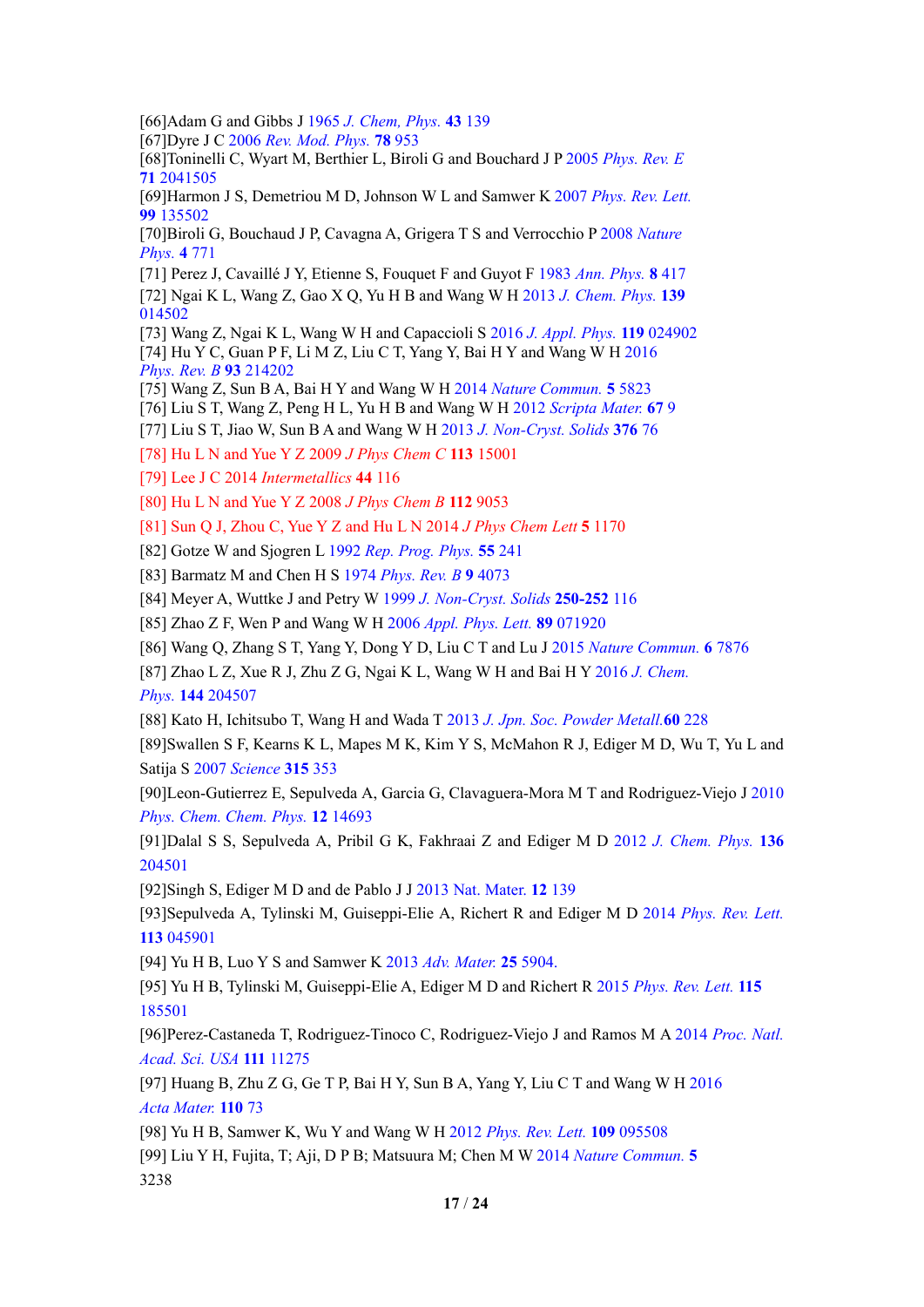[66]Adam G and Gibbs J 1965 *J. Chem, Phys.* **43** 139

[67]Dyre J C 2006 *Rev. Mod. Phys.* **78** 953

[68]Toninelli C, Wyart M, Berthier L, Biroli G and Bouchard J P 2005 *Phys. Rev. E* **71** 2041505

[69]Harmon J S, Demetriou M D, Johnson W L and Samwer K 2007 *Phys. Rev. Lett.* **99** 135502

[70]Biroli G, Bouchaud J P, Cavagna A, Grigera T S and Verrocchio P 2008 *Nature Phys.* **4** 771

[71] Perez J, Cavaillé J Y, Etienne S, Fouquet F and Guyot F 1983 *Ann. Phys.* **8** 417

[72] Ngai K L, Wang Z, Gao X Q, Yu H B and Wang W H 2013 *J. Chem. Phys.* **139** 014502

[73] Wang Z, Ngai K L, Wang W H and Capaccioli S 2016 *J. Appl. Phys.* **119** 024902

[74] Hu Y C, Guan P F, Li M Z, Liu C T, Yang Y, Bai H Y and Wang W H 2016 *Phys. Rev. B* **93** 214202

[75] Wang Z, Sun B A, Bai H Y and Wang W H 2014 *Nature Commun.* **5** 5823

[76] Liu S T, Wang Z, Peng H L, Yu H B and Wang W H 2012 *Scripta Mater.* **67** 9

[77] Liu S T, Jiao W, Sun B A and Wang W H 2013 *J. Non-Cryst. Solids* **376** 76

[78] Hu L N and Yue Y Z 2009 *J Phys Chem C* **113** 15001

[79] Lee J C 2014 *Intermetallics* **44** 116

[80] Hu L N and Yue Y Z 2008 *J Phys Chem B* **112** 9053

[81] Sun Q J, Zhou C, Yue Y Z and Hu L N 2014 *J Phys Chem Lett* **5** 1170

[82] Gotze W and Sjogren L 1992 *Rep. Prog. Phys.* **55** 241

[83] Barmatz M and Chen H S 1974 *Phys. Rev. B* **9** 4073

[84] Meyer A, Wuttke J and Petry W 1999 *J. Non-Cryst. Solids* **250-252** 116

[85] Zhao Z F, Wen P and Wang W H 2006 *Appl. Phys. Lett.* **89** 071920

[86] Wang Q, Zhang S T, Yang Y, Dong Y D, Liu C T and Lu J 2015 *Nature Commun.* **6** 7876

[87] Zhao L Z, Xue R J, Zhu Z G, Ngai K L, Wang W H and Bai H Y 2016 *J. Chem. Phys.* **144** 204507

[88] Kato H, Ichitsubo T, Wang H and Wada T 2013 *J. Jpn. Soc. Powder Metall.* **60** 228

[89]Swallen S F, Kearns K L, Mapes M K, Kim Y S, McMahon R J, Ediger M D, Wu T, Yu L and Satija S 2007 *Science* **315** 353

[90]Leon-Gutierrez E, Sepulveda A, Garcia G, Clavaguera-Mora M T and Rodriguez-Viejo J 2010 *Phys. Chem. Chem. Phys.* **12** 14693

[91]Dalal S S, Sepulveda A, Pribil G K, Fakhraai Z and Ediger M D 2012 *J. Chem. Phys.* **136** 204501

[92]Singh S, Ediger M D and de Pablo J J 2013 Nat. Mater. **12** 139

[93]Sepulveda A, Tylinski M, Guiseppi-Elie A, Richert R and Ediger M D 2014 *Phys. Rev. Lett.* **113** 045901

[94] Yu H B, Luo Y S and Samwer K 2013 *Adv. Mater.* **25** 5904.

[95] Yu H B, Tylinski M, Guiseppi-Elie A, Ediger M D and Richert R 2015 *Phys. Rev. Lett.* **115** 185501

[96]Perez-Castaneda T, Rodriguez-Tinoco C, Rodriguez-Viejo J and Ramos M A 2014 *Proc. Natl. Acad. Sci. USA* **111** 11275

[97] Huang B, Zhu Z G, Ge T P, Bai H Y, Sun B A, Yang Y, Liu C T and Wang W H 2016 *Acta Mater.* **110** 73

[98] Yu H B, Samwer K, Wu Y and Wang W H 2012 *Phys. Rev. Lett.* **109** 095508

[99] Liu Y H, Fujita, T; Aji, D P B; Matsuura M; Chen M W 2014 *Nature Commun.* **5** 3238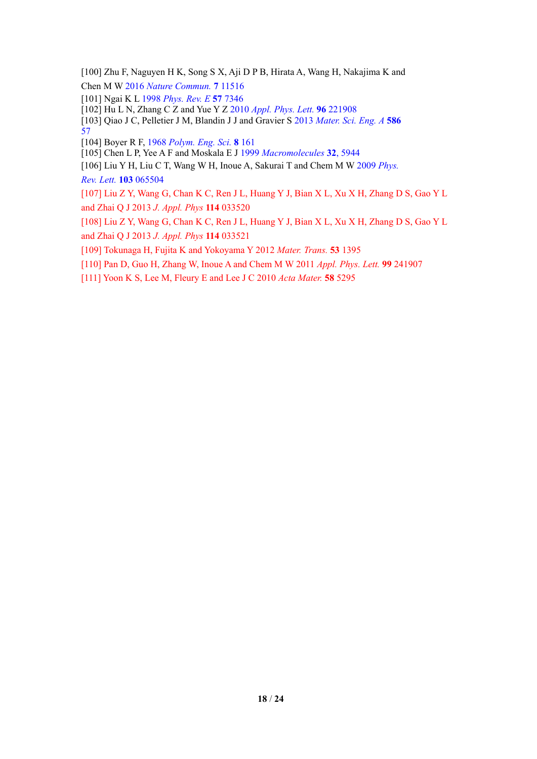[100] Zhu F, Naguyen H K, Song S X, Aji D P B, Hirata A, Wang H, Nakajima K and Chen M W 2016 *Nature Commun.* **7** 11516

[101] Ngai K L 1998 *Phys. Rev. E* **57** 7346

[102] Hu L N, Zhang C Z and Yue Y Z 2010 *Appl. Phys. Lett.* **96** 221908

[103] Qiao J C, Pelletier J M, Blandin J J and Gravier S 2013 *Mater. Sci. Eng. A* **586** 57

[104] Boyer R F, 1968 *Polym. Eng. Sci.* **8** 161

[105] Chen L P, Yee A F and Moskala E J 1999 *Macromolecules* **32**, 5944

[106] Liu Y H, Liu C T, Wang W H, Inoue A, Sakurai T and Chem M W 2009 *Phys. Rev. Lett.* **103** 065504

[107] Liu Z Y, Wang G, Chan K C, Ren J L, Huang Y J, Bian X L, Xu X H, Zhang D S, Gao Y L and Zhai Q J 2013 *J. Appl. Phys* **114** 033520

[108] Liu Z Y, Wang G, Chan K C, Ren J L, Huang Y J, Bian X L, Xu X H, Zhang D S, Gao Y L and Zhai Q J 2013 *J. Appl. Phys* **114** 033521

[109] Tokunaga H, Fujita K and Yokoyama Y 2012 *Mater. Trans.* **53** 1395

[110] Pan D, Guo H, Zhang W, Inoue A and Chem M W 2011 *Appl. Phys. Lett.* **99** 241907

[111] Yoon K S, Lee M, Fleury E and Lee J C 2010 *Acta Mater.* **58** 5295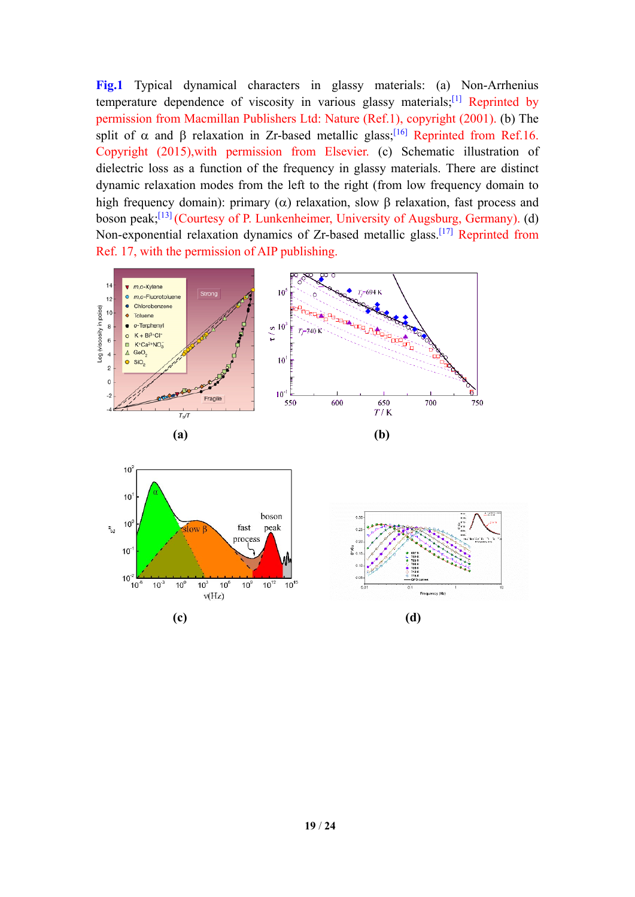**Fig.1** Typical dynamical characters in glassy materials: (a) Non-Arrhenius temperature dependence of viscosity in various glassy materials;[1] Reprinted by permission from Macmillan Publishers Ltd: Nature (Ref.1), copyright (2001). (b) The split of α and β relaxation in Zr-based metallic glass;[16] Reprinted from Ref.16. Copyright (2015),with permission from Elsevier. (c) Schematic illustration of dielectric loss as a function of the frequency in glassy materials. There are distinct dynamic relaxation modes from the left to the right (from low frequency domain to high frequency domain): primary (α) relaxation, slow β relaxation, fast process and boson peak;[13] (Courtesy of P. Lunkenheimer, University of Augsburg, Germany). (d) Non-exponential relaxation dynamics of Zr-based metallic glass.[17] Reprinted from Ref. 17, with the permission of AIP publishing.

(a)

(b)

(c)

(d)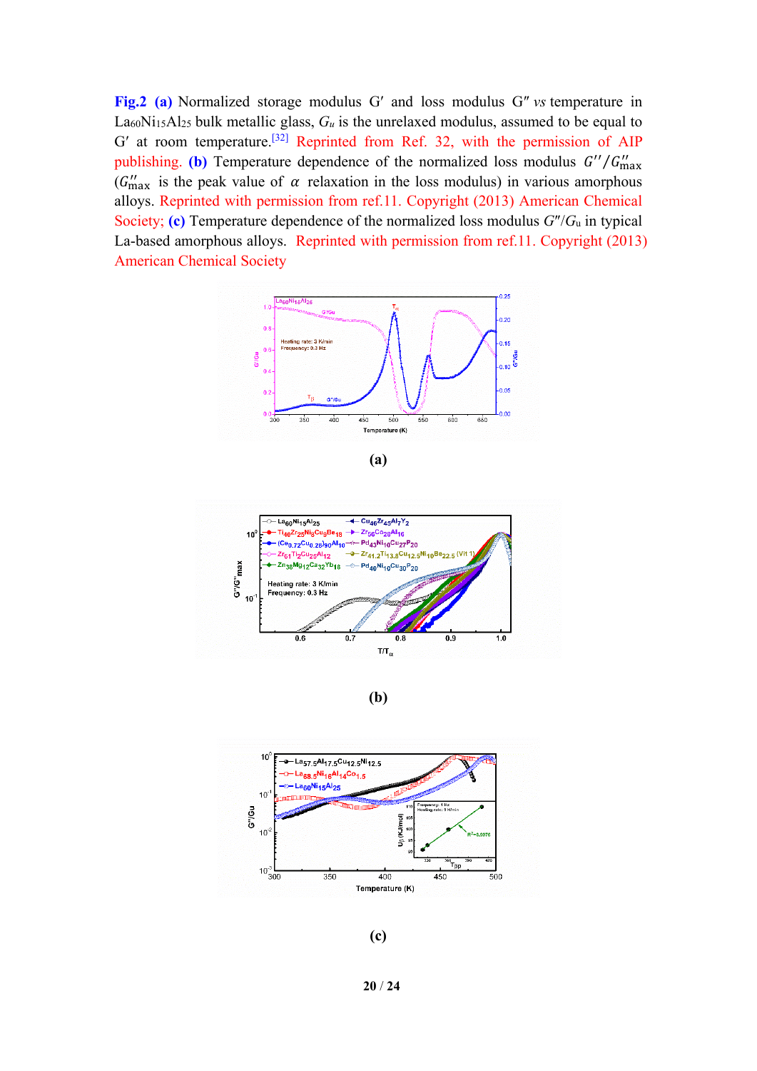**Fig.2** **(a)** Normalized storage modulus G′ and loss modulus G″ *vs* temperature in $La_{60}Ni_{15}Al_{25}$ bulk metallic glass, $G_u$ is the unrelaxed modulus, assumed to be equal to G′ at room temperature.[32] Reprinted from Ref. 32, with the permission of AIP publishing. **(b)** Temperature dependence of the normalized loss modulus $G''/G''_{\max}$ ($G''_{\max}$ is the peak value of $\alpha$ relaxation in the loss modulus) in various amorphous alloys. Reprinted with permission from ref.11. Copyright (2013) American Chemical Society; **(c)** Temperature dependence of the normalized loss modulus $G''/G_u$ in typical La-based amorphous alloys. Reprinted with permission from ref.11. Copyright (2013) American Chemical Society

**(a)**

**(b)**

**(c)**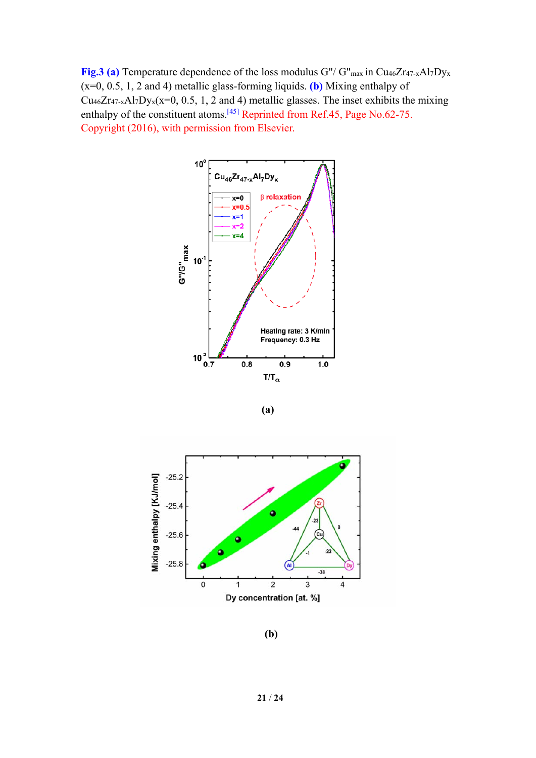**Fig.3 (a)** Temperature dependence of the loss modulus $G''/G''_{max}$ in $Cu_{46}Zr_{47-x}Al_7Dy_x$ (x=0, 0.5, 1, 2 and 4) metallic glass-forming liquids. **(b)** Mixing enthalpy of $Cu_{46}Zr_{47-x}Al_7Dy_x$(x=0, 0.5, 1, 2 and 4) metallic glasses. The inset exhibits the mixing enthalpy of the constituent atoms.[45] Reprinted from Ref.45, Page No.62-75. Copyright (2016), with permission from Elsevier.

**(a)**

**(b)**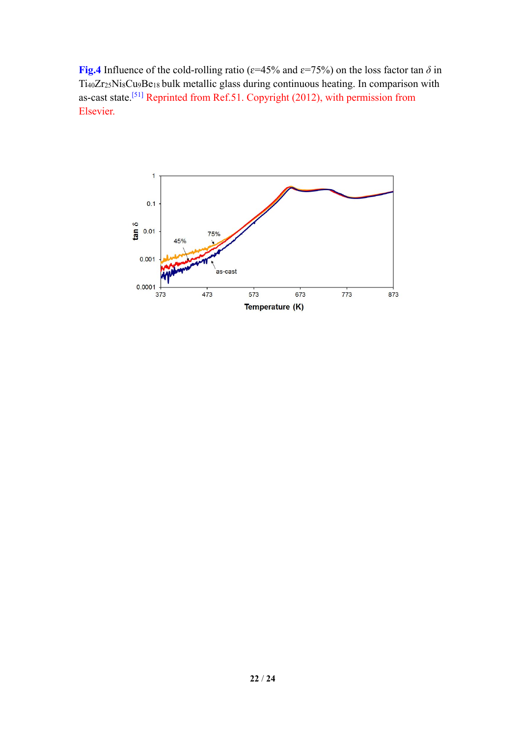**Fig.4** Influence of the cold-rolling ratio (ε=45% and ε=75%) on the loss factor tan *δ* in $Ti_{40}Zr_{25}Ni_8Cu_9Be_{18}$ bulk metallic glass during continuous heating. In comparison with as-cast state.[51] Reprinted from Ref.51. Copyright (2012), with permission from Elsevier.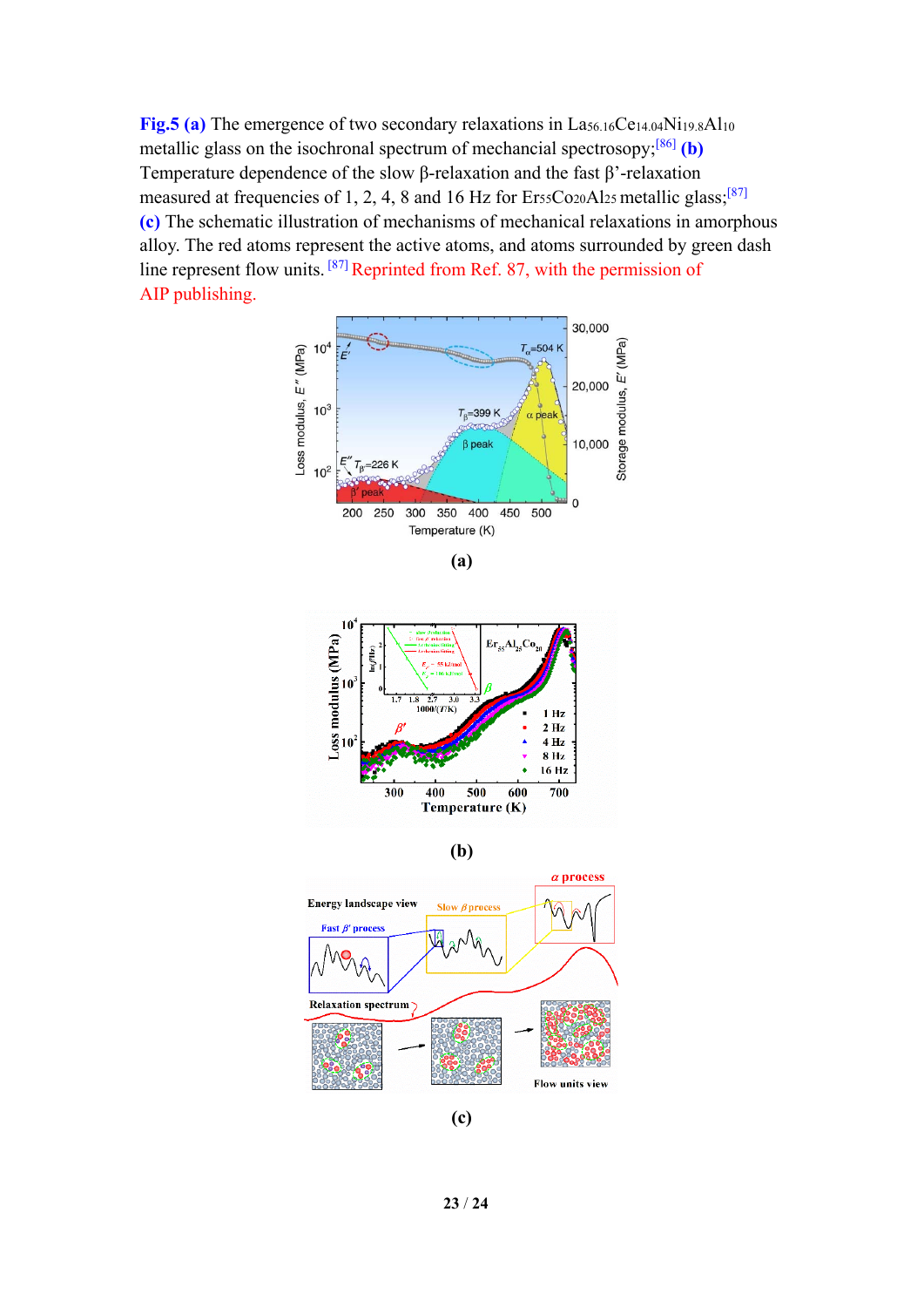**Fig.5 (a)** The emergence of two secondary relaxations in $La_{56.16}Ce_{14.04}Ni_{19.8}Al_{10}$ metallic glass on the isochronal spectrum of mechancial spectroscopy;[86] **(b)** Temperature dependence of the slow β-relaxation and the fast β'-relaxation measured at frequencies of 1, 2, 4, 8 and 16 Hz for $Er_{55}Co_{20}Al_{25}$ metallic glass;[87] **(c)** The schematic illustration of mechanisms of mechanical relaxations in amorphous alloy. The red atoms represent the active atoms, and atoms surrounded by green dash line represent flow units. [87] Reprinted from Ref. 87, with the permission of AIP publishing.

(a)

(b)

(c)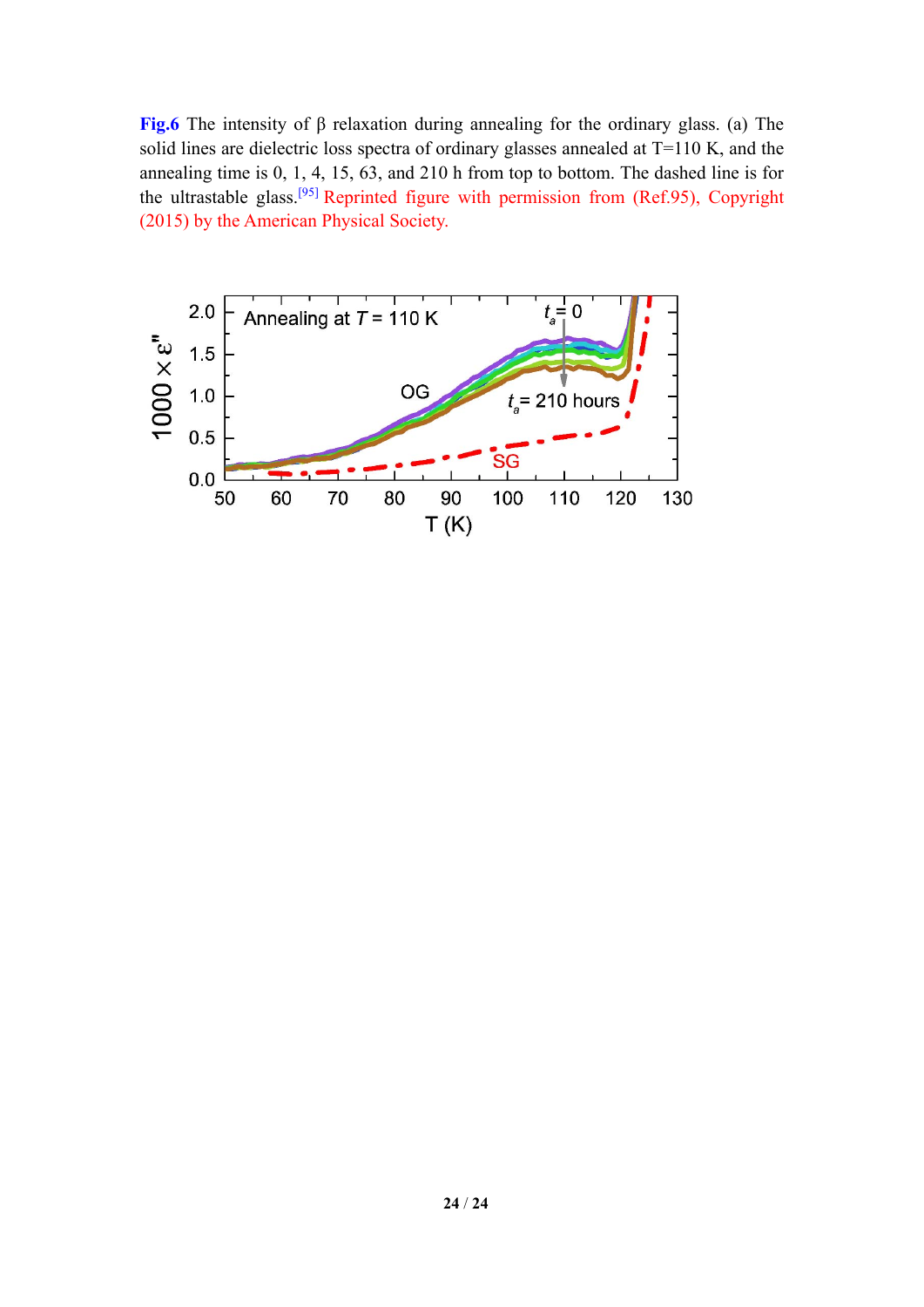**Fig.6** The intensity of β relaxation during annealing for the ordinary glass. (a) The solid lines are dielectric loss spectra of ordinary glasses annealed at T=110 K, and the annealing time is 0, 1, 4, 15, 63, and 210 h from top to bottom. The dashed line is for the ultrastable glass.[95] Reprinted figure with permission from (Ref.95), Copyright (2015) by the American Physical Society.

Annealing at $T$ = 110 K

$t_a$ = 0

$t_a$ = 210 hours

OG

SG

$1000 \times \varepsilon''$

2.0
1.5
1.0
0.5
0.0

50 60 70 80 90 100 110 120 130

T (K)